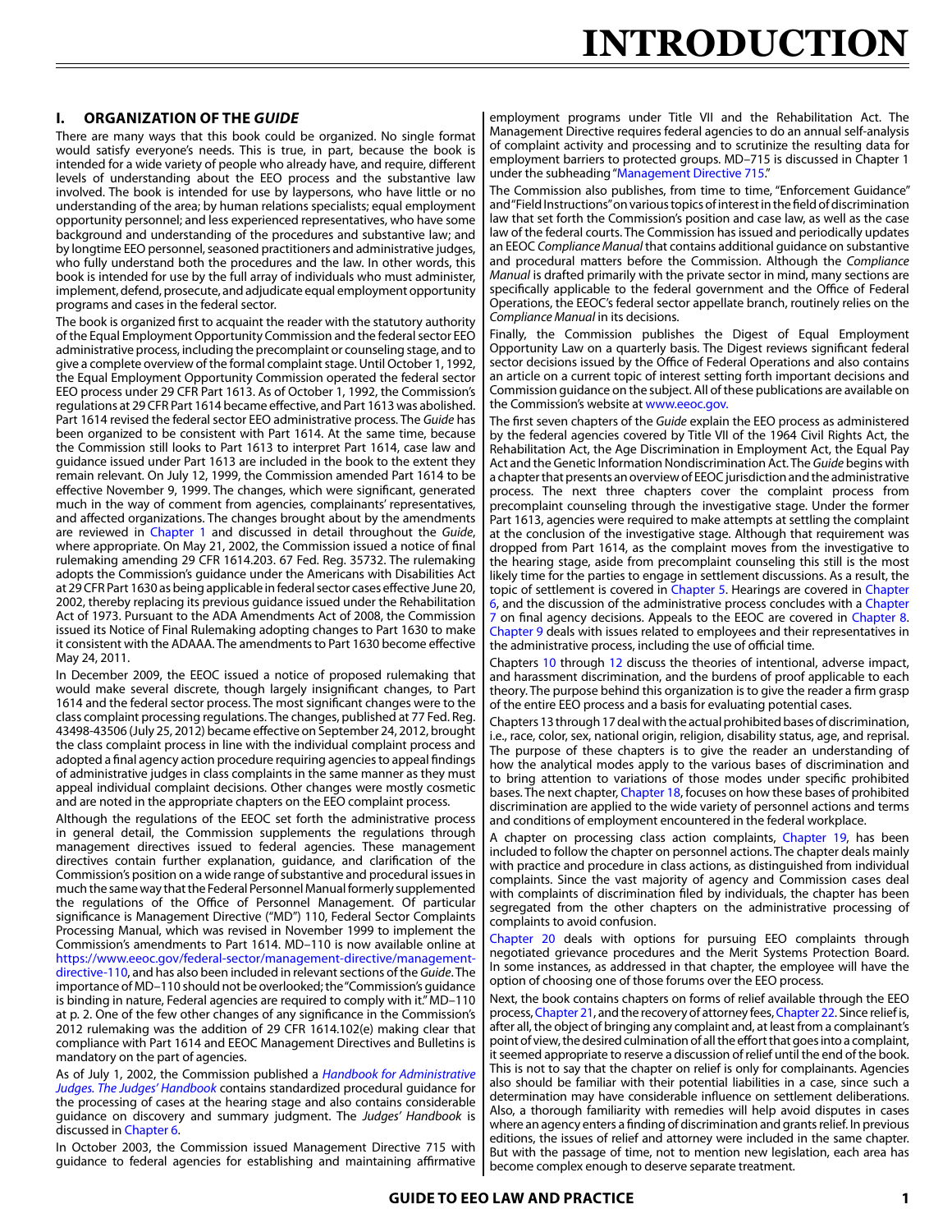# INTRODUCTION

## I. ORGANIZATION OF THE *GUIDE*

There are many ways that this book could be organized. No single format would satisfy everyone's needs. This is true, in part, because the book is intended for a wide variety of people who already have, and require, different levels of understanding about the EEO process and the substantive law involved. The book is intended for use by laypersons, who have little or no understanding of the area; by human relations specialists; equal employment opportunity personnel; and less experienced representatives, who have some background and understanding of the procedures and substantive law; and by longtime EEO personnel, seasoned practitioners and administrative judges, who fully understand both the procedures and the law. In other words, this book is intended for use by the full array of individuals who must administer, implement, defend, prosecute, and adjudicate equal employment opportunity programs and cases in the federal sector.

The book is organized first to acquaint the reader with the statutory authority of the Equal Employment Opportunity Commission and the federal sector EEO administrative process, including the precomplaint or counseling stage, and to give a complete overview of the formal complaint stage. Until October 1, 1992, the Equal Employment Opportunity Commission operated the federal sector EEO process under 29 CFR Part 1613. As of October 1, 1992, the Commission's regulations at 29 CFR Part 1614 became effective, and Part 1613 was abolished. Part 1614 revised the federal sector EEO administrative process. The *Guide* has been organized to be consistent with Part 1614. At the same time, because the Commission still looks to Part 1613 to interpret Part 1614, case law and guidance issued under Part 1613 are included in the book to the extent they remain relevant. On July 12, 1999, the Commission amended Part 1614 to be effective November 9, 1999. The changes, which were significant, generated much in the way of comment from agencies, complainants' representatives, and affected organizations. The changes brought about by the amendments are reviewed in Chapter 1 and discussed in detail throughout the *Guide*, where appropriate. On May 21, 2002, the Commission issued a notice of final rulemaking amending 29 CFR 1614.203. 67 Fed. Reg. 35732. The rulemaking adopts the Commission's guidance under the Americans with Disabilities Act at 29 CFR Part 1630 as being applicable in federal sector cases effective June 20, 2002, thereby replacing its previous guidance issued under the Rehabilitation Act of 1973. Pursuant to the ADA Amendments Act of 2008, the Commission issued its Notice of Final Rulemaking adopting changes to Part 1630 to make it consistent with the ADAAA. The amendments to Part 1630 become effective May 24, 2011.

In December 2009, the EEOC issued a notice of proposed rulemaking that would make several discrete, though largely insignificant changes, to Part 1614 and the federal sector process. The most significant changes were to the class complaint processing regulations. The changes, published at 77 Fed. Reg. 43498-43506 (July 25, 2012) became effective on September 24, 2012, brought the class complaint process in line with the individual complaint process and adopted a final agency action procedure requiring agencies to appeal findings of administrative judges in class complaints in the same manner as they must appeal individual complaint decisions. Other changes were mostly cosmetic and are noted in the appropriate chapters on the EEO complaint process.

Although the regulations of the EEOC set forth the administrative process in general detail, the Commission supplements the regulations through management directives issued to federal agencies. These management directives contain further explanation, guidance, and clarification of the Commission's position on a wide range of substantive and procedural issues in much the same way that the Federal Personnel Manual formerly supplemented the regulations of the Office of Personnel Management. Of particular significance is Management Directive ("MD") 110, Federal Sector Complaints Processing Manual, which was revised in November 1999 to implement the Commission's amendments to Part 1614. MD–110 is now available online at https://www.eeoc.gov/federal-sector/management-directive/management-directive-110, and has also been included in relevant sections of the *Guide*. The importance of MD–110 should not be overlooked; the "Commission's guidance is binding in nature, Federal agencies are required to comply with it." MD–110 at p. 2. One of the few other changes of any significance in the Commission's 2012 rulemaking was the addition of 29 CFR 1614.102(e) making clear that compliance with Part 1614 and EEOC Management Directives and Bulletins is mandatory on the part of agencies.

As of July 1, 2002, the Commission published a *Handbook for Administrative Judges. The Judges' Handbook* contains standardized procedural guidance for the processing of cases at the hearing stage and also contains considerable guidance on discovery and summary judgment. The *Judges' Handbook* is discussed in Chapter 6.

In October 2003, the Commission issued Management Directive 715 with guidance to federal agencies for establishing and maintaining affirmative employment programs under Title VII and the Rehabilitation Act. The Management Directive requires federal agencies to do an annual self-analysis of complaint activity and processing and to scrutinize the resulting data for employment barriers to protected groups. MD–715 is discussed in Chapter 1 under the subheading "Management Directive 715."

The Commission also publishes, from time to time, "Enforcement Guidance" and "Field Instructions" on various topics of interest in the field of discrimination law that set forth the Commission's position and case law, as well as the case law of the federal courts. The Commission has issued and periodically updates an EEOC *Compliance Manual* that contains additional guidance on substantive and procedural matters before the Commission. Although the *Compliance Manual* is drafted primarily with the private sector in mind, many sections are specifically applicable to the federal government and the Office of Federal Operations, the EEOC's federal sector appellate branch, routinely relies on the *Compliance Manual* in its decisions.

Finally, the Commission publishes the Digest of Equal Employment Opportunity Law on a quarterly basis. The Digest reviews significant federal sector decisions issued by the Office of Federal Operations and also contains an article on a current topic of interest setting forth important decisions and Commission guidance on the subject. All of these publications are available on the Commission's website at www.eeoc.gov.

The first seven chapters of the *Guide* explain the EEO process as administered by the federal agencies covered by Title VII of the 1964 Civil Rights Act, the Rehabilitation Act, the Age Discrimination in Employment Act, the Equal Pay Act and the Genetic Information Nondiscrimination Act. The *Guide* begins with a chapter that presents an overview of EEOC jurisdiction and the administrative process. The next three chapters cover the complaint process from precomplaint counseling through the investigative stage. Under the former Part 1613, agencies were required to make attempts at settling the complaint at the conclusion of the investigative stage. Although that requirement was dropped from Part 1614, as the complaint moves from the investigative to the hearing stage, aside from precomplaint counseling this still is the most likely time for the parties to engage in settlement discussions. As a result, the topic of settlement is covered in Chapter 5. Hearings are covered in Chapter 6, and the discussion of the administrative process concludes with a Chapter 7 on final agency decisions. Appeals to the EEOC are covered in Chapter 8. Chapter 9 deals with issues related to employees and their representatives in the administrative process, including the use of official time.

Chapters 10 through 12 discuss the theories of intentional, adverse impact, and harassment discrimination, and the burdens of proof applicable to each theory. The purpose behind this organization is to give the reader a firm grasp of the entire EEO process and a basis for evaluating potential cases.

Chapters 13 through 17 deal with the actual prohibited bases of discrimination, i.e., race, color, sex, national origin, religion, disability status, age, and reprisal. The purpose of these chapters is to give the reader an understanding of how the analytical modes apply to the various bases of discrimination and to bring attention to variations of those modes under specific prohibited bases. The next chapter, Chapter 18, focuses on how these bases of prohibited discrimination are applied to the wide variety of personnel actions and terms and conditions of employment encountered in the federal workplace.

A chapter on processing class action complaints, Chapter 19, has been included to follow the chapter on personnel actions. The chapter deals mainly with practice and procedure in class actions, as distinguished from individual complaints. Since the vast majority of agency and Commission cases deal with complaints of discrimination filed by individuals, the chapter has been segregated from the other chapters on the administrative processing of complaints to avoid confusion.

Chapter 20 deals with options for pursuing EEO complaints through negotiated grievance procedures and the Merit Systems Protection Board. In some instances, as addressed in that chapter, the employee will have the option of choosing one of those forums over the EEO process.

Next, the book contains chapters on forms of relief available through the EEO process, Chapter 21, and the recovery of attorney fees, Chapter 22. Since relief is, after all, the object of bringing any complaint and, at least from a complainant's point of view, the desired culmination of all the effort that goes into a complaint, it seemed appropriate to reserve a discussion of relief until the end of the book. This is not to say that the chapter on relief is only for complainants. Agencies also should be familiar with their potential liabilities in a case, since such a determination may have considerable influence on settlement deliberations. Also, a thorough familiarity with remedies will help avoid disputes in cases where an agency enters a finding of discrimination and grants relief. In previous editions, the issues of relief and attorney were included in the same chapter. But with the passage of time, not to mention new legislation, each area has become complex enough to deserve separate treatment.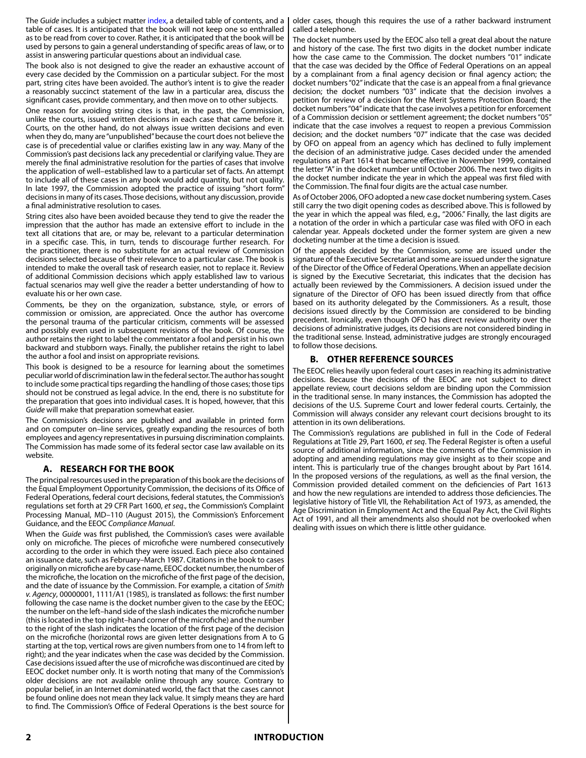The *Guide* includes a subject matter index, a detailed table of contents, and a table of cases. It is anticipated that the book will not keep one so enthralled as to be read from cover to cover. Rather, it is anticipated that the book will be used by persons to gain a general understanding of specific areas of law, or to assist in answering particular questions about an individual case.

The book also is not designed to give the reader an exhaustive account of every case decided by the Commission on a particular subject. For the most part, string cites have been avoided. The author's intent is to give the reader a reasonably succinct statement of the law in a particular area, discuss the significant cases, provide commentary, and then move on to other subjects.

One reason for avoiding string cites is that, in the past, the Commission, unlike the courts, issued written decisions in each case that came before it. Courts, on the other hand, do not always issue written decisions and even when they do, many are "unpublished" because the court does not believe the case is of precedential value or clarifies existing law in any way. Many of the Commission's past decisions lack any precedential or clarifying value. They are merely the final administrative resolution for the parties of cases that involve the application of well–established law to a particular set of facts. An attempt to include all of these cases in any book would add quantity, but not quality. In late 1997, the Commission adopted the practice of issuing "short form" decisions in many of its cases. Those decisions, without any discussion, provide a final administrative resolution to cases.

String cites also have been avoided because they tend to give the reader the impression that the author has made an extensive effort to include in the text all citations that are, or may be, relevant to a particular determination in a specific case. This, in turn, tends to discourage further research. For the practitioner, there is no substitute for an actual review of Commission decisions selected because of their relevance to a particular case. The book is intended to make the overall task of research easier, not to replace it. Review of additional Commission decisions which apply established law to various factual scenarios may well give the reader a better understanding of how to evaluate his or her own case.

Comments, be they on the organization, substance, style, or errors of commission or omission, are appreciated. Once the author has overcome the personal trauma of the particular criticism, comments will be assessed and possibly even used in subsequent revisions of the book. Of course, the author retains the right to label the commentator a fool and persist in his own backward and stubborn ways. Finally, the publisher retains the right to label the author a fool and insist on appropriate revisions.

This book is designed to be a resource for learning about the sometimes peculiar world of discrimination law in the federal sector. The author has sought to include some practical tips regarding the handling of those cases; those tips should not be construed as legal advice. In the end, there is no substitute for the preparation that goes into individual cases. It is hoped, however, that this *Guide* will make that preparation somewhat easier.

The Commission's decisions are published and available in printed form and on computer on–line services, greatly expanding the resources of both employees and agency representatives in pursuing discrimination complaints. The Commission has made some of its federal sector case law available on its website.

## A. RESEARCH FOR THE BOOK

The principal resources used in the preparation of this book are the decisions of the Equal Employment Opportunity Commission, the decisions of its Office of Federal Operations, federal court decisions, federal statutes, the Commission's regulations set forth at 29 CFR Part 1600, *et seq.*, the Commission's Complaint Processing Manual, MD–110 (August 2015), the Commission's Enforcement Guidance, and the EEOC *Compliance Manual*.

When the *Guide* was first published, the Commission's cases were available only on microfiche. The pieces of microfiche were numbered consecutively according to the order in which they were issued. Each piece also contained an issuance date, such as February–March 1987. Citations in the book to cases originally on microfiche are by case name, EEOC docket number, the number of the microfiche, the location on the microfiche of the first page of the decision, and the date of issuance by the Commission. For example, a citation of *Smith v. Agency*, 00000001, 1111/A1 (1985), is translated as follows: the first number following the case name is the docket number given to the case by the EEOC; the number on the left–hand side of the slash indicates the microfiche number (this is located in the top right–hand corner of the microfiche) and the number to the right of the slash indicates the location of the first page of the decision on the microfiche (horizontal rows are given letter designations from A to G starting at the top, vertical rows are given numbers from one to 14 from left to right); and the year indicates when the case was decided by the Commission. Case decisions issued after the use of microfiche was discontinued are cited by EEOC docket number only. It is worth noting that many of the Commission's older decisions are not available online through any source. Contrary to popular belief, in an Internet dominated world, the fact that the cases cannot be found online does not mean they lack value. It simply means they are hard to find. The Commission's Office of Federal Operations is the best source for older cases, though this requires the use of a rather backward instrument called a telephone.

The docket numbers used by the EEOC also tell a great deal about the nature and history of the case. The first two digits in the docket number indicate how the case came to the Commission. The docket numbers "01" indicate that the case was decided by the Office of Federal Operations on an appeal by a complainant from a final agency decision or final agency action; the docket numbers "02" indicate that the case is an appeal from a final grievance decision; the docket numbers "03" indicate that the decision involves a petition for review of a decision for the Merit Systems Protection Board; the docket numbers "04" indicate that the case involves a petition for enforcement of a Commission decision or settlement agreement; the docket numbers "05" indicate that the case involves a request to reopen a previous Commission decision; and the docket numbers "07" indicate that the case was decided by OFO on appeal from an agency which has declined to fully implement the decision of an administrative judge. Cases decided under the amended regulations at Part 1614 that became effective in November 1999, contained the letter "A" in the docket number until October 2006. The next two digits in the docket number indicate the year in which the appeal was first filed with the Commission. The final four digits are the actual case number.

As of October 2006, OFO adopted a new case docket numbering system. Cases still carry the two digit opening codes as described above. This is followed by the year in which the appeal was filed, e.g., "2006." Finally, the last digits are a notation of the order in which a particular case was filed with OFO in each calendar year. Appeals docketed under the former system are given a new docketing number at the time a decision is issued.

Of the appeals decided by the Commission, some are issued under the signature of the Executive Secretariat and some are issued under the signature of the Director of the Office of Federal Operations. When an appellate decision is signed by the Executive Secretariat, this indicates that the decision has actually been reviewed by the Commissioners. A decision issued under the signature of the Director of OFO has been issued directly from that office based on its authority delegated by the Commissioners. As a result, those decisions issued directly by the Commission are considered to be binding precedent. Ironically, even though OFO has direct review authority over the decisions of administrative judges, its decisions are not considered binding in the traditional sense. Instead, administrative judges are strongly encouraged to follow those decisions.

## B. OTHER REFERENCE SOURCES

The EEOC relies heavily upon federal court cases in reaching its administrative decisions. Because the decisions of the EEOC are not subject to direct appellate review, court decisions seldom are binding upon the Commission in the traditional sense. In many instances, the Commission has adopted the decisions of the U.S. Supreme Court and lower federal courts. Certainly, the Commission will always consider any relevant court decisions brought to its attention in its own deliberations.

The Commission's regulations are published in full in the Code of Federal Regulations at Title 29, Part 1600, *et seq*. The Federal Register is often a useful source of additional information, since the comments of the Commission in adopting and amending regulations may give insight as to their scope and intent. This is particularly true of the changes brought about by Part 1614. In the proposed versions of the regulations, as well as the final version, the Commission provided detailed comment on the deficiencies of Part 1613 and how the new regulations are intended to address those deficiencies. The legislative history of Title VII, the Rehabilitation Act of 1973, as amended, the Age Discrimination in Employment Act and the Equal Pay Act, the Civil Rights Act of 1991, and all their amendments also should not be overlooked when dealing with issues on which there is little other guidance.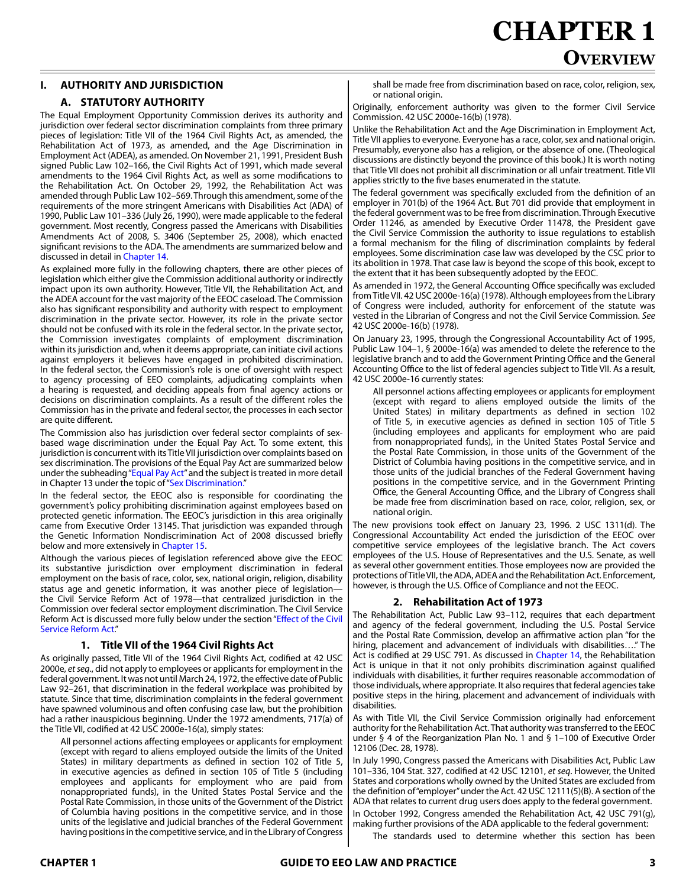# CHAPTER 1

## OVERVIEW

## I. AUTHORITY AND JURISDICTION

### A. STATUTORY AUTHORITY

The Equal Employment Opportunity Commission derives its authority and jurisdiction over federal sector discrimination complaints from three primary pieces of legislation: Title VII of the 1964 Civil Rights Act, as amended, the Rehabilitation Act of 1973, as amended, and the Age Discrimination in Employment Act (ADEA), as amended. On November 21, 1991, President Bush signed Public Law 102–166, the Civil Rights Act of 1991, which made several amendments to the 1964 Civil Rights Act, as well as some modifications to the Rehabilitation Act. On October 29, 1992, the Rehabilitation Act was amended through Public Law 102–569. Through this amendment, some of the requirements of the more stringent Americans with Disabilities Act (ADA) of 1990, Public Law 101–336 (July 26, 1990), were made applicable to the federal government. Most recently, Congress passed the Americans with Disabilities Amendments Act of 2008, S. 3406 (September 25, 2008), which enacted significant revisions to the ADA. The amendments are summarized below and discussed in detail in Chapter 14.

As explained more fully in the following chapters, there are other pieces of legislation which either give the Commission additional authority or indirectly impact upon its own authority. However, Title VII, the Rehabilitation Act, and the ADEA account for the vast majority of the EEOC caseload. The Commission also has significant responsibility and authority with respect to employment discrimination in the private sector. However, its role in the private sector should not be confused with its role in the federal sector. In the private sector, the Commission investigates complaints of employment discrimination within its jurisdiction and, when it deems appropriate, can initiate civil actions against employers it believes have engaged in prohibited discrimination. In the federal sector, the Commission's role is one of oversight with respect to agency processing of EEO complaints, adjudicating complaints when a hearing is requested, and deciding appeals from final agency actions or decisions on discrimination complaints. As a result of the different roles the Commission has in the private and federal sector, the processes in each sector are quite different.

The Commission also has jurisdiction over federal sector complaints of sex-based wage discrimination under the Equal Pay Act. To some extent, this jurisdiction is concurrent with its Title VII jurisdiction over complaints based on sex discrimination. The provisions of the Equal Pay Act are summarized below under the subheading "Equal Pay Act" and the subject is treated in more detail in Chapter 13 under the topic of "Sex Discrimination."

In the federal sector, the EEOC also is responsible for coordinating the government's policy prohibiting discrimination against employees based on protected genetic information. The EEOC's jurisdiction in this area originally came from Executive Order 13145. That jurisdiction was expanded through the Genetic Information Nondiscrimination Act of 2008 discussed briefly below and more extensively in Chapter 15.

Although the various pieces of legislation referenced above give the EEOC its substantive jurisdiction over employment discrimination in federal employment on the basis of race, color, sex, national origin, religion, disability status age and genetic information, it was another piece of legislation—the Civil Service Reform Act of 1978—that centralized jurisdiction in the Commission over federal sector employment discrimination. The Civil Service Reform Act is discussed more fully below under the section "Effect of the Civil Service Reform Act."

#### 1. Title VII of the 1964 Civil Rights Act

As originally passed, Title VII of the 1964 Civil Rights Act, codified at 42 USC 2000e, *et seq*., did not apply to employees or applicants for employment in the federal government. It was not until March 24, 1972, the effective date of Public Law 92–261, that discrimination in the federal workplace was prohibited by statute. Since that time, discrimination complaints in the federal government have spawned voluminous and often confusing case law, but the prohibition had a rather inauspicious beginning. Under the 1972 amendments, 717(a) of the Title VII, codified at 42 USC 2000e-16(a), simply states:

> All personnel actions affecting employees or applicants for employment (except with regard to aliens employed outside the limits of the United States) in military departments as defined in section 102 of Title 5, in executive agencies as defined in section 105 of Title 5 (including employees and applicants for employment who are paid from nonappropriated funds), in the United States Postal Service and the Postal Rate Commission, in those units of the Government of the District of Columbia having positions in the competitive service, and in those units of the legislative and judicial branches of the Federal Government having positions in the competitive service, and in the Library of Congress shall be made free from discrimination based on race, color, religion, sex, or national origin.

Originally, enforcement authority was given to the former Civil Service Commission. 42 USC 2000e-16(b) (1978).

Unlike the Rehabilitation Act and the Age Discrimination in Employment Act, Title VII applies to everyone. Everyone has a race, color, sex and national origin. Presumably, everyone also has a religion, or the absence of one. (Theological discussions are distinctly beyond the province of this book.) It is worth noting that Title VII does not prohibit all discrimination or all unfair treatment. Title VII applies strictly to the five bases enumerated in the statute.

The federal government was specifically excluded from the definition of an employer in 701(b) of the 1964 Act. But 701 did provide that employment in the federal government was to be free from discrimination. Through Executive Order 11246, as amended by Executive Order 11478, the President gave the Civil Service Commission the authority to issue regulations to establish a formal mechanism for the filing of discrimination complaints by federal employees. Some discrimination case law was developed by the CSC prior to its abolition in 1978. That case law is beyond the scope of this book, except to the extent that it has been subsequently adopted by the EEOC.

As amended in 1972, the General Accounting Office specifically was excluded from Title VII. 42 USC 2000e-16(a) (1978). Although employees from the Library of Congress were included, authority for enforcement of the statute was vested in the Librarian of Congress and not the Civil Service Commission. *See* 42 USC 2000e-16(b) (1978).

On January 23, 1995, through the Congressional Accountability Act of 1995, Public Law 104–1, § 2000e-16(a) was amended to delete the reference to the legislative branch and to add the Government Printing Office and the General Accounting Office to the list of federal agencies subject to Title VII. As a result, 42 USC 2000e-16 currently states:

> All personnel actions affecting employees or applicants for employment (except with regard to aliens employed outside the limits of the United States) in military departments as defined in section 102 of Title 5, in executive agencies as defined in section 105 of Title 5 (including employees and applicants for employment who are paid from nonappropriated funds), in the United States Postal Service and the Postal Rate Commission, in those units of the Government of the District of Columbia having positions in the competitive service, and in those units of the judicial branches of the Federal Government having positions in the competitive service, and in the Government Printing Office, the General Accounting Office, and the Library of Congress shall be made free from discrimination based on race, color, religion, sex, or national origin.

The new provisions took effect on January 23, 1996. 2 USC 1311(d). The Congressional Accountability Act ended the jurisdiction of the EEOC over competitive service employees of the legislative branch. The Act covers employees of the U.S. House of Representatives and the U.S. Senate, as well as several other government entities. Those employees now are provided the protections of Title VII, the ADA, ADEA and the Rehabilitation Act. Enforcement, however, is through the U.S. Office of Compliance and not the EEOC.

#### 2. Rehabilitation Act of 1973

The Rehabilitation Act, Public Law 93–112, requires that each department and agency of the federal government, including the U.S. Postal Service and the Postal Rate Commission, develop an affirmative action plan "for the hiring, placement and advancement of individuals with disabilities…." The Act is codified at 29 USC 791. As discussed in Chapter 14, the Rehabilitation Act is unique in that it not only prohibits discrimination against qualified individuals with disabilities, it further requires reasonable accommodation of those individuals, where appropriate. It also requires that federal agencies take positive steps in the hiring, placement and advancement of individuals with disabilities.

As with Title VII, the Civil Service Commission originally had enforcement authority for the Rehabilitation Act. That authority was transferred to the EEOC under § 4 of the Reorganization Plan No. 1 and § 1–100 of Executive Order 12106 (Dec. 28, 1978).

In July 1990, Congress passed the Americans with Disabilities Act, Public Law 101–336, 104 Stat. 327, codified at 42 USC 12101, *et seq*. However, the United States and corporations wholly owned by the United States are excluded from the definition of "employer" under the Act. 42 USC 12111(5)(B). A section of the ADA that relates to current drug users does apply to the federal government.

In October 1992, Congress amended the Rehabilitation Act, 42 USC 791(g), making further provisions of the ADA applicable to the federal government:

> The standards used to determine whether this section has been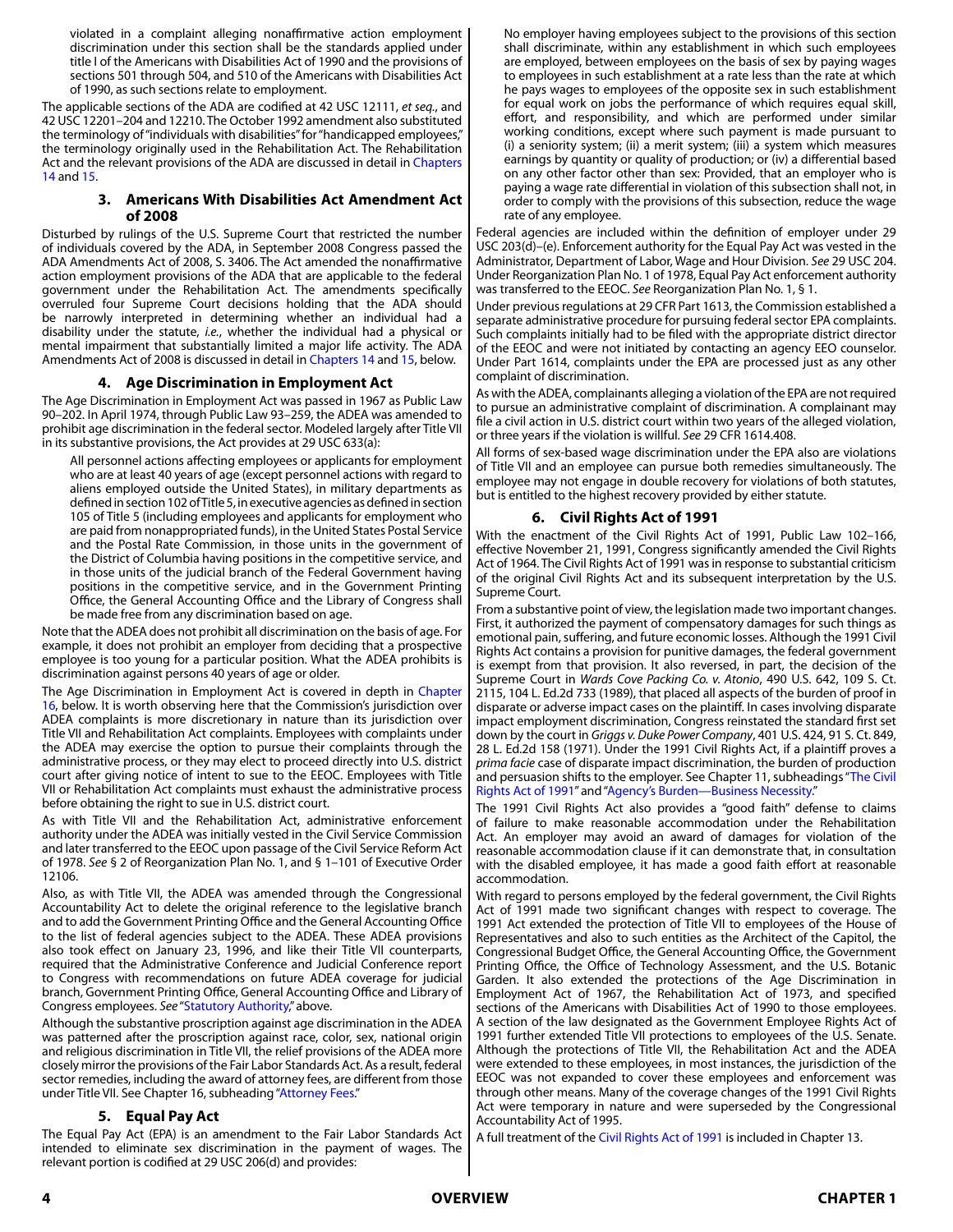> violated in a complaint alleging nonaffirmative action employment discrimination under this section shall be the standards applied under title I of the Americans with Disabilities Act of 1990 and the provisions of sections 501 through 504, and 510 of the Americans with Disabilities Act of 1990, as such sections relate to employment.

The applicable sections of the ADA are codified at 42 USC 12111, *et seq.*, and 42 USC 12201–204 and 12210. The October 1992 amendment also substituted the terminology of "individuals with disabilities" for "handicapped employees," the terminology originally used in the Rehabilitation Act. The Rehabilitation Act and the relevant provisions of the ADA are discussed in detail in Chapters 14 and 15.

### 3. Americans With Disabilities Act Amendment Act of 2008

Disturbed by rulings of the U.S. Supreme Court that restricted the number of individuals covered by the ADA, in September 2008 Congress passed the ADA Amendments Act of 2008, S. 3406. The Act amended the nonaffirmative action employment provisions of the ADA that are applicable to the federal government under the Rehabilitation Act. The amendments specifically overruled four Supreme Court decisions holding that the ADA should be narrowly interpreted in determining whether an individual had a disability under the statute, *i.e.*, whether the individual had a physical or mental impairment that substantially limited a major life activity. The ADA Amendments Act of 2008 is discussed in detail in Chapters 14 and 15, below.

### 4. Age Discrimination in Employment Act

The Age Discrimination in Employment Act was passed in 1967 as Public Law 90–202. In April 1974, through Public Law 93–259, the ADEA was amended to prohibit age discrimination in the federal sector. Modeled largely after Title VII in its substantive provisions, the Act provides at 29 USC 633(a):

> All personnel actions affecting employees or applicants for employment who are at least 40 years of age (except personnel actions with regard to aliens employed outside the United States), in military departments as defined in section 102 of Title 5, in executive agencies as defined in section 105 of Title 5 (including employees and applicants for employment who are paid from nonappropriated funds), in the United States Postal Service and the Postal Rate Commission, in those units in the government of the District of Columbia having positions in the competitive service, and in those units of the judicial branch of the Federal Government having positions in the competitive service, and in the Government Printing Office, the General Accounting Office and the Library of Congress shall be made free from any discrimination based on age.

Note that the ADEA does not prohibit all discrimination on the basis of age. For example, it does not prohibit an employer from deciding that a prospective employee is too young for a particular position. What the ADEA prohibits is discrimination against persons 40 years of age or older.

The Age Discrimination in Employment Act is covered in depth in Chapter 16, below. It is worth observing here that the Commission's jurisdiction over ADEA complaints is more discretionary in nature than its jurisdiction over Title VII and Rehabilitation Act complaints. Employees with complaints under the ADEA may exercise the option to pursue their complaints through the administrative process, or they may elect to proceed directly into U.S. district court after giving notice of intent to sue to the EEOC. Employees with Title VII or Rehabilitation Act complaints must exhaust the administrative process before obtaining the right to sue in U.S. district court.

As with Title VII and the Rehabilitation Act, administrative enforcement authority under the ADEA was initially vested in the Civil Service Commission and later transferred to the EEOC upon passage of the Civil Service Reform Act of 1978. *See* § 2 of Reorganization Plan No. 1, and § 1–101 of Executive Order 12106.

Also, as with Title VII, the ADEA was amended through the Congressional Accountability Act to delete the original reference to the legislative branch and to add the Government Printing Office and the General Accounting Office to the list of federal agencies subject to the ADEA. These ADEA provisions also took effect on January 23, 1996, and like their Title VII counterparts, required that the Administrative Conference and Judicial Conference report to Congress with recommendations on future ADEA coverage for judicial branch, Government Printing Office, General Accounting Office and Library of Congress employees. *See* "Statutory Authority," above.

Although the substantive proscription against age discrimination in the ADEA was patterned after the proscription against race, color, sex, national origin and religious discrimination in Title VII, the relief provisions of the ADEA more closely mirror the provisions of the Fair Labor Standards Act. As a result, federal sector remedies, including the award of attorney fees, are different from those under Title VII. See Chapter 16, subheading "Attorney Fees."

### 5. Equal Pay Act

The Equal Pay Act (EPA) is an amendment to the Fair Labor Standards Act intended to eliminate sex discrimination in the payment of wages. The relevant portion is codified at 29 USC 206(d) and provides:

> No employer having employees subject to the provisions of this section shall discriminate, within any establishment in which such employees are employed, between employees on the basis of sex by paying wages to employees in such establishment at a rate less than the rate at which he pays wages to employees of the opposite sex in such establishment for equal work on jobs the performance of which requires equal skill, effort, and responsibility, and which are performed under similar working conditions, except where such payment is made pursuant to (i) a seniority system; (ii) a merit system; (iii) a system which measures earnings by quantity or quality of production; or (iv) a differential based on any other factor other than sex: Provided, that an employer who is paying a wage rate differential in violation of this subsection shall not, in order to comply with the provisions of this subsection, reduce the wage rate of any employee.

Federal agencies are included within the definition of employer under 29 USC 203(d)–(e). Enforcement authority for the Equal Pay Act was vested in the Administrator, Department of Labor, Wage and Hour Division. *See* 29 USC 204. Under Reorganization Plan No. 1 of 1978, Equal Pay Act enforcement authority was transferred to the EEOC. *See* Reorganization Plan No. 1, § 1.

Under previous regulations at 29 CFR Part 1613, the Commission established a separate administrative procedure for pursuing federal sector EPA complaints. Such complaints initially had to be filed with the appropriate district director of the EEOC and were not initiated by contacting an agency EEO counselor. Under Part 1614, complaints under the EPA are processed just as any other complaint of discrimination.

As with the ADEA, complainants alleging a violation of the EPA are not required to pursue an administrative complaint of discrimination. A complainant may file a civil action in U.S. district court within two years of the alleged violation, or three years if the violation is willful. *See* 29 CFR 1614.408.

All forms of sex-based wage discrimination under the EPA also are violations of Title VII and an employee can pursue both remedies simultaneously. The employee may not engage in double recovery for violations of both statutes, but is entitled to the highest recovery provided by either statute.

### 6. Civil Rights Act of 1991

With the enactment of the Civil Rights Act of 1991, Public Law 102–166, effective November 21, 1991, Congress significantly amended the Civil Rights Act of 1964. The Civil Rights Act of 1991 was in response to substantial criticism of the original Civil Rights Act and its subsequent interpretation by the U.S. Supreme Court.

From a substantive point of view, the legislation made two important changes. First, it authorized the payment of compensatory damages for such things as emotional pain, suffering, and future economic losses. Although the 1991 Civil Rights Act contains a provision for punitive damages, the federal government is exempt from that provision. It also reversed, in part, the decision of the Supreme Court in *Wards Cove Packing Co. v. Atonio*, 490 U.S. 642, 109 S. Ct. 2115, 104 L. Ed.2d 733 (1989), that placed all aspects of the burden of proof in disparate or adverse impact cases on the plaintiff. In cases involving disparate impact employment discrimination, Congress reinstated the standard first set down by the court in *Griggs v. Duke Power Company*, 401 U.S. 424, 91 S. Ct. 849, 28 L. Ed.2d 158 (1971). Under the 1991 Civil Rights Act, if a plaintiff proves a *prima facie* case of disparate impact discrimination, the burden of production and persuasion shifts to the employer. See Chapter 11, subheadings "The Civil Rights Act of 1991" and "Agency's Burden—Business Necessity."

The 1991 Civil Rights Act also provides a "good faith" defense to claims of failure to make reasonable accommodation under the Rehabilitation Act. An employer may avoid an award of damages for violation of the reasonable accommodation clause if it can demonstrate that, in consultation with the disabled employee, it has made a good faith effort at reasonable accommodation.

With regard to persons employed by the federal government, the Civil Rights Act of 1991 made two significant changes with respect to coverage. The 1991 Act extended the protection of Title VII to employees of the House of Representatives and also to such entities as the Architect of the Capitol, the Congressional Budget Office, the General Accounting Office, the Government Printing Office, the Office of Technology Assessment, and the U.S. Botanic Garden. It also extended the protections of the Age Discrimination in Employment Act of 1967, the Rehabilitation Act of 1973, and specified sections of the Americans with Disabilities Act of 1990 to those employees. A section of the law designated as the Government Employee Rights Act of 1991 further extended Title VII protections to employees of the U.S. Senate. Although the protections of Title VII, the Rehabilitation Act and the ADEA were extended to these employees, in most instances, the jurisdiction of the EEOC was not expanded to cover these employees and enforcement was through other means. Many of the coverage changes of the 1991 Civil Rights Act were temporary in nature and were superseded by the Congressional Accountability Act of 1995.

A full treatment of the Civil Rights Act of 1991 is included in Chapter 13.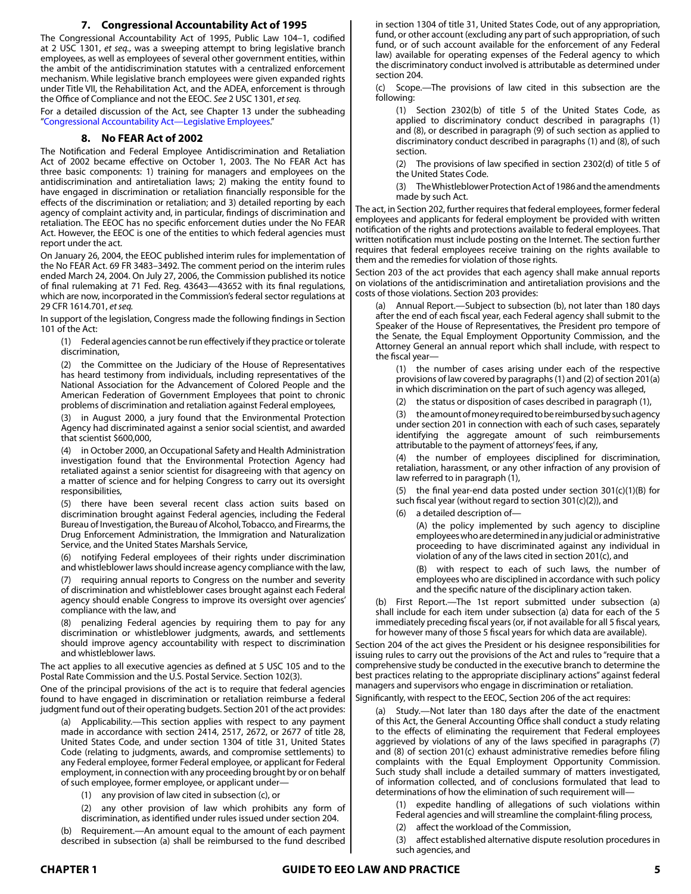### 7. Congressional Accountability Act of 1995

The Congressional Accountability Act of 1995, Public Law 104–1, codified at 2 USC 1301, *et seq.*, was a sweeping attempt to bring legislative branch employees, as well as employees of several other government entities, within the ambit of the antidiscrimination statutes with a centralized enforcement mechanism. While legislative branch employees were given expanded rights under Title VII, the Rehabilitation Act, and the ADEA, enforcement is through the Office of Compliance and not the EEOC. *See* 2 USC 1301, *et seq.*

For a detailed discussion of the Act, see Chapter 13 under the subheading "Congressional Accountability Act—Legislative Employees."

### 8. No FEAR Act of 2002

The Notification and Federal Employee Antidiscrimination and Retaliation Act of 2002 became effective on October 1, 2003. The No FEAR Act has three basic components: 1) training for managers and employees on the antidiscrimination and antiretaliation laws; 2) making the entity found to have engaged in discrimination or retaliation financially responsible for the effects of the discrimination or retaliation; and 3) detailed reporting by each agency of complaint activity and, in particular, findings of discrimination and retaliation. The EEOC has no specific enforcement duties under the No FEAR Act. However, the EEOC is one of the entities to which federal agencies must report under the act.

On January 26, 2004, the EEOC published interim rules for implementation of the No FEAR Act. 69 FR 3483–3492. The comment period on the interim rules ended March 24, 2004. On July 27, 2006, the Commission published its notice of final rulemaking at 71 Fed. Reg. 43643—43652 with its final regulations, which are now, incorporated in the Commission's federal sector regulations at 29 CFR 1614.701, *et seq.*

In support of the legislation, Congress made the following findings in Section 101 of the Act:

> (1) Federal agencies cannot be run effectively if they practice or tolerate discrimination,
>
> (2) the Committee on the Judiciary of the House of Representatives has heard testimony from individuals, including representatives of the National Association for the Advancement of Colored People and the American Federation of Government Employees that point to chronic problems of discrimination and retaliation against Federal employees,
>
> (3) in August 2000, a jury found that the Environmental Protection Agency had discriminated against a senior social scientist, and awarded that scientist $600,000,
>
> (4) in October 2000, an Occupational Safety and Health Administration investigation found that the Environmental Protection Agency had retaliated against a senior scientist for disagreeing with that agency on a matter of science and for helping Congress to carry out its oversight responsibilities,
>
> (5) there have been several recent class action suits based on discrimination brought against Federal agencies, including the Federal Bureau of Investigation, the Bureau of Alcohol, Tobacco, and Firearms, the Drug Enforcement Administration, the Immigration and Naturalization Service, and the United States Marshals Service,
>
> (6) notifying Federal employees of their rights under discrimination and whistleblower laws should increase agency compliance with the law,
>
> (7) requiring annual reports to Congress on the number and severity of discrimination and whistleblower cases brought against each Federal agency should enable Congress to improve its oversight over agencies' compliance with the law, and
>
> (8) penalizing Federal agencies by requiring them to pay for any discrimination or whistleblower judgments, awards, and settlements should improve agency accountability with respect to discrimination and whistleblower laws.

The act applies to all executive agencies as defined at 5 USC 105 and to the Postal Rate Commission and the U.S. Postal Service. Section 102(3).

One of the principal provisions of the act is to require that federal agencies found to have engaged in discrimination or retaliation reimburse a federal judgment fund out of their operating budgets. Section 201 of the act provides:

> (a) Applicability.—This section applies with respect to any payment made in accordance with section 2414, 2517, 2672, or 2677 of title 28, United States Code, and under section 1304 of title 31, United States Code (relating to judgments, awards, and compromise settlements) to any Federal employee, former Federal employee, or applicant for Federal employment, in connection with any proceeding brought by or on behalf of such employee, former employee, or applicant under—
>
> > (1) any provision of law cited in subsection (c), or
> >
> > (2) any other provision of law which prohibits any form of discrimination, as identified under rules issued under section 204.
>
> (b) Requirement.—An amount equal to the amount of each payment described in subsection (a) shall be reimbursed to the fund described in section 1304 of title 31, United States Code, out of any appropriation, fund, or other account (excluding any part of such appropriation, of such fund, or of such account available for the enforcement of any Federal law) available for operating expenses of the Federal agency to which the discriminatory conduct involved is attributable as determined under section 204.
>
> (c) Scope.—The provisions of law cited in this subsection are the following:
>
> > (1) Section 2302(b) of title 5 of the United States Code, as applied to discriminatory conduct described in paragraphs (1) and (8), or described in paragraph (9) of such section as applied to discriminatory conduct described in paragraphs (1) and (8), of such section.
> >
> > (2) The provisions of law specified in section 2302(d) of title 5 of the United States Code.
> >
> > (3) The Whistleblower Protection Act of 1986 and the amendments made by such Act.

The act, in Section 202, further requires that federal employees, former federal employees and applicants for federal employment be provided with written notification of the rights and protections available to federal employees. That written notification must include posting on the Internet. The section further requires that federal employees receive training on the rights available to them and the remedies for violation of those rights.

Section 203 of the act provides that each agency shall make annual reports on violations of the antidiscrimination and antiretaliation provisions and the costs of those violations. Section 203 provides:

> (a) Annual Report.—Subject to subsection (b), not later than 180 days after the end of each fiscal year, each Federal agency shall submit to the Speaker of the House of Representatives, the President pro tempore of the Senate, the Equal Employment Opportunity Commission, and the Attorney General an annual report which shall include, with respect to the fiscal year—
>
> > (1) the number of cases arising under each of the respective provisions of law covered by paragraphs (1) and (2) of section 201(a) in which discrimination on the part of such agency was alleged,
> >
> > (2) the status or disposition of cases described in paragraph (1),
> >
> > (3) the amount of money required to be reimbursed by such agency under section 201 in connection with each of such cases, separately identifying the aggregate amount of such reimbursements attributable to the payment of attorneys' fees, if any,
> >
> > (4) the number of employees disciplined for discrimination, retaliation, harassment, or any other infraction of any provision of law referred to in paragraph (1),
> >
> > (5) the final year-end data posted under section 301(c)(1)(B) for such fiscal year (without regard to section 301(c)(2)), and
> >
> > (6) a detailed description of—
> >
> > > (A) the policy implemented by such agency to discipline employees who are determined in any judicial or administrative proceeding to have discriminated against any individual in violation of any of the laws cited in section 201(c), and
> > >
> > > (B) with respect to each of such laws, the number of employees who are disciplined in accordance with such policy and the specific nature of the disciplinary action taken.
>
> (b) First Report.—The 1st report submitted under subsection (a) shall include for each item under subsection (a) data for each of the 5 immediately preceding fiscal years (or, if not available for all 5 fiscal years, for however many of those 5 fiscal years for which data are available).

Section 204 of the act gives the President or his designee responsibilities for issuing rules to carry out the provisions of the Act and rules to "require that a comprehensive study be conducted in the executive branch to determine the best practices relating to the appropriate disciplinary actions" against federal managers and supervisors who engage in discrimination or retaliation.

Significantly, with respect to the EEOC, Section 206 of the act requires:

> (a) Study.—Not later than 180 days after the date of the enactment of this Act, the General Accounting Office shall conduct a study relating to the effects of eliminating the requirement that Federal employees aggrieved by violations of any of the laws specified in paragraphs (7) and (8) of section 201(c) exhaust administrative remedies before filing complaints with the Equal Employment Opportunity Commission. Such study shall include a detailed summary of matters investigated, of information collected, and of conclusions formulated that lead to determinations of how the elimination of such requirement will—
>
> > (1) expedite handling of allegations of such violations within Federal agencies and will streamline the complaint-filing process,
> >
> > (2) affect the workload of the Commission,
> >
> > (3) affect established alternative dispute resolution procedures in such agencies, and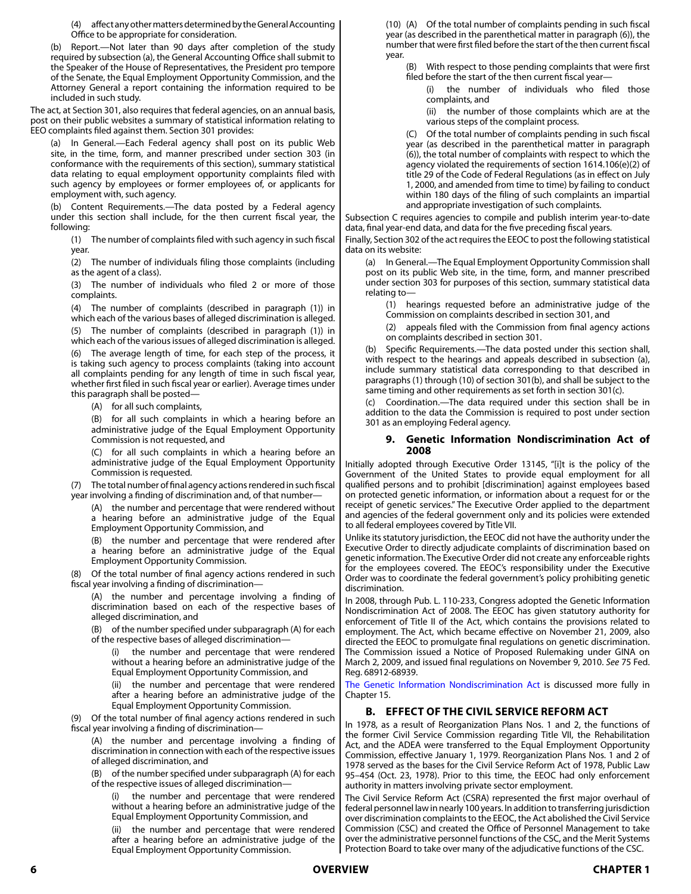(4) affect any other matters determined by the General Accounting Office to be appropriate for consideration.

(b) Report.—Not later than 90 days after completion of the study required by subsection (a), the General Accounting Office shall submit to the Speaker of the House of Representatives, the President pro tempore of the Senate, the Equal Employment Opportunity Commission, and the Attorney General a report containing the information required to be included in such study.

The act, at Section 301, also requires that federal agencies, on an annual basis, post on their public websites a summary of statistical information relating to EEO complaints filed against them. Section 301 provides:

(a) In General.—Each Federal agency shall post on its public Web site, in the time, form, and manner prescribed under section 303 (in conformance with the requirements of this section), summary statistical data relating to equal employment opportunity complaints filed with such agency by employees or former employees of, or applicants for employment with, such agency.

(b) Content Requirements.—The data posted by a Federal agency under this section shall include, for the then current fiscal year, the following:

(1) The number of complaints filed with such agency in such fiscal year.

(2) The number of individuals filing those complaints (including as the agent of a class).

(3) The number of individuals who filed 2 or more of those complaints.

(4) The number of complaints (described in paragraph (1)) in which each of the various bases of alleged discrimination is alleged.

(5) The number of complaints (described in paragraph (1)) in which each of the various issues of alleged discrimination is alleged.

(6) The average length of time, for each step of the process, it is taking such agency to process complaints (taking into account all complaints pending for any length of time in such fiscal year, whether first filed in such fiscal year or earlier). Average times under this paragraph shall be posted—

(A) for all such complaints,

(B) for all such complaints in which a hearing before an administrative judge of the Equal Employment Opportunity Commission is not requested, and

(C) for all such complaints in which a hearing before an administrative judge of the Equal Employment Opportunity Commission is requested.

(7) The total number of final agency actions rendered in such fiscal year involving a finding of discrimination and, of that number—

(A) the number and percentage that were rendered without a hearing before an administrative judge of the Equal Employment Opportunity Commission, and

(B) the number and percentage that were rendered after a hearing before an administrative judge of the Equal Employment Opportunity Commission.

(8) Of the total number of final agency actions rendered in such fiscal year involving a finding of discrimination—

(A) the number and percentage involving a finding of discrimination based on each of the respective bases of alleged discrimination, and

(B) of the number specified under subparagraph (A) for each of the respective bases of alleged discrimination—

(i) the number and percentage that were rendered without a hearing before an administrative judge of the Equal Employment Opportunity Commission, and

(ii) the number and percentage that were rendered after a hearing before an administrative judge of the Equal Employment Opportunity Commission.

(9) Of the total number of final agency actions rendered in such fiscal year involving a finding of discrimination—

(A) the number and percentage involving a finding of discrimination in connection with each of the respective issues of alleged discrimination, and

(B) of the number specified under subparagraph (A) for each of the respective issues of alleged discrimination—

(i) the number and percentage that were rendered without a hearing before an administrative judge of the Equal Employment Opportunity Commission, and

(ii) the number and percentage that were rendered after a hearing before an administrative judge of the Equal Employment Opportunity Commission.

(10) (A) Of the total number of complaints pending in such fiscal year (as described in the parenthetical matter in paragraph (6)), the number that were first filed before the start of the then current fiscal year.

(B) With respect to those pending complaints that were first filed before the start of the then current fiscal year—

(i) the number of individuals who filed those complaints, and

(ii) the number of those complaints which are at the various steps of the complaint process.

(C) Of the total number of complaints pending in such fiscal year (as described in the parenthetical matter in paragraph (6)), the total number of complaints with respect to which the agency violated the requirements of section 1614.106(e)(2) of title 29 of the Code of Federal Regulations (as in effect on July 1, 2000, and amended from time to time) by failing to conduct within 180 days of the filing of such complaints an impartial and appropriate investigation of such complaints.

Subsection C requires agencies to compile and publish interim year-to-date data, final year-end data, and data for the five preceding fiscal years.

Finally, Section 302 of the act requires the EEOC to post the following statistical data on its website:

(a) In General.—The Equal Employment Opportunity Commission shall post on its public Web site, in the time, form, and manner prescribed under section 303 for purposes of this section, summary statistical data relating to—

(1) hearings requested before an administrative judge of the Commission on complaints described in section 301, and

(2) appeals filed with the Commission from final agency actions on complaints described in section 301.

(b) Specific Requirements.—The data posted under this section shall, with respect to the hearings and appeals described in subsection (a), include summary statistical data corresponding to that described in paragraphs (1) through (10) of section 301(b), and shall be subject to the same timing and other requirements as set forth in section 301(c).

(c) Coordination.—The data required under this section shall be in addition to the data the Commission is required to post under section 301 as an employing Federal agency.

### 9. Genetic Information Nondiscrimination Act of 2008

Initially adopted through Executive Order 13145, "[i]t is the policy of the Government of the United States to provide equal employment for all qualified persons and to prohibit [discrimination] against employees based on protected genetic information, or information about a request for or the receipt of genetic services." The Executive Order applied to the department and agencies of the federal government only and its policies were extended to all federal employees covered by Title VII.

Unlike its statutory jurisdiction, the EEOC did not have the authority under the Executive Order to directly adjudicate complaints of discrimination based on genetic information. The Executive Order did not create any enforceable rights for the employees covered. The EEOC's responsibility under the Executive Order was to coordinate the federal government's policy prohibiting genetic discrimination.

In 2008, through Pub. L. 110-233, Congress adopted the Genetic Information Nondiscrimination Act of 2008. The EEOC has given statutory authority for enforcement of Title II of the Act, which contains the provisions related to employment. The Act, which became effective on November 21, 2009, also directed the EEOC to promulgate final regulations on genetic discrimination. The Commission issued a Notice of Proposed Rulemaking under GINA on March 2, 2009, and issued final regulations on November 9, 2010. *See* 75 Fed. Reg. 68912-68939.

The Genetic Information Nondiscrimination Act is discussed more fully in Chapter 15.

## B. EFFECT OF THE CIVIL SERVICE REFORM ACT

In 1978, as a result of Reorganization Plans Nos. 1 and 2, the functions of the former Civil Service Commission regarding Title VII, the Rehabilitation Act, and the ADEA were transferred to the Equal Employment Opportunity Commission, effective January 1, 1979. Reorganization Plans Nos. 1 and 2 of 1978 served as the bases for the Civil Service Reform Act of 1978, Public Law 95–454 (Oct. 23, 1978). Prior to this time, the EEOC had only enforcement authority in matters involving private sector employment.

The Civil Service Reform Act (CSRA) represented the first major overhaul of federal personnel law in nearly 100 years. In addition to transferring jurisdiction over discrimination complaints to the EEOC, the Act abolished the Civil Service Commission (CSC) and created the Office of Personnel Management to take over the administrative personnel functions of the CSC, and the Merit Systems Protection Board to take over many of the adjudicative functions of the CSC.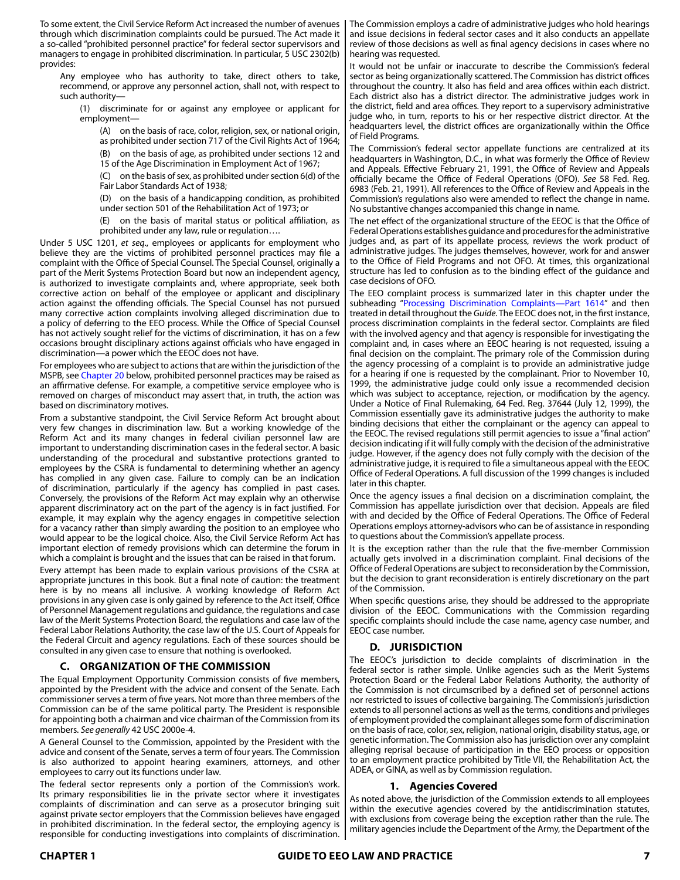To some extent, the Civil Service Reform Act increased the number of avenues through which discrimination complaints could be pursued. The Act made it a so-called "prohibited personnel practice" for federal sector supervisors and managers to engage in prohibited discrimination. In particular, 5 USC 2302(b) provides:

> Any employee who has authority to take, direct others to take, recommend, or approve any personnel action, shall not, with respect to such authority—
>
> (1) discriminate for or against any employee or applicant for employment—
>
> (A) on the basis of race, color, religion, sex, or national origin, as prohibited under section 717 of the Civil Rights Act of 1964;
>
> (B) on the basis of age, as prohibited under sections 12 and 15 of the Age Discrimination in Employment Act of 1967;
>
> (C) on the basis of sex, as prohibited under section 6(d) of the Fair Labor Standards Act of 1938;
>
> (D) on the basis of a handicapping condition, as prohibited under section 501 of the Rehabilitation Act of 1973; or
>
> (E) on the basis of marital status or political affiliation, as prohibited under any law, rule or regulation….

Under 5 USC 1201, *et seq*., employees or applicants for employment who believe they are the victims of prohibited personnel practices may file a complaint with the Office of Special Counsel. The Special Counsel, originally a part of the Merit Systems Protection Board but now an independent agency, is authorized to investigate complaints and, where appropriate, seek both corrective action on behalf of the employee or applicant and disciplinary action against the offending officials. The Special Counsel has not pursued many corrective action complaints involving alleged discrimination due to a policy of deferring to the EEO process. While the Office of Special Counsel has not actively sought relief for the victims of discrimination, it has on a few occasions brought disciplinary actions against officials who have engaged in discrimination—a power which the EEOC does not have.

For employees who are subject to actions that are within the jurisdiction of the MSPB, see Chapter 20 below, prohibited personnel practices may be raised as an affirmative defense. For example, a competitive service employee who is removed on charges of misconduct may assert that, in truth, the action was based on discriminatory motives.

From a substantive standpoint, the Civil Service Reform Act brought about very few changes in discrimination law. But a working knowledge of the Reform Act and its many changes in federal civilian personnel law are important to understanding discrimination cases in the federal sector. A basic understanding of the procedural and substantive protections granted to employees by the CSRA is fundamental to determining whether an agency has complied in any given case. Failure to comply can be an indication of discrimination, particularly if the agency has complied in past cases. Conversely, the provisions of the Reform Act may explain why an otherwise apparent discriminatory act on the part of the agency is in fact justified. For example, it may explain why the agency engages in competitive selection for a vacancy rather than simply awarding the position to an employee who would appear to be the logical choice. Also, the Civil Service Reform Act has important election of remedy provisions which can determine the forum in which a complaint is brought and the issues that can be raised in that forum.

Every attempt has been made to explain various provisions of the CSRA at appropriate junctures in this book. But a final note of caution: the treatment here is by no means all inclusive. A working knowledge of Reform Act provisions in any given case is only gained by reference to the Act itself, Office of Personnel Management regulations and guidance, the regulations and case law of the Merit Systems Protection Board, the regulations and case law of the Federal Labor Relations Authority, the case law of the U.S. Court of Appeals for the Federal Circuit and agency regulations. Each of these sources should be consulted in any given case to ensure that nothing is overlooked.

## C. ORGANIZATION OF THE COMMISSION

The Equal Employment Opportunity Commission consists of five members, appointed by the President with the advice and consent of the Senate. Each commissioner serves a term of five years. Not more than three members of the Commission can be of the same political party. The President is responsible for appointing both a chairman and vice chairman of the Commission from its members. *See generally* 42 USC 2000e-4.

A General Counsel to the Commission, appointed by the President with the advice and consent of the Senate, serves a term of four years. The Commission is also authorized to appoint hearing examiners, attorneys, and other employees to carry out its functions under law.

The federal sector represents only a portion of the Commission's work. Its primary responsibilities lie in the private sector where it investigates complaints of discrimination and can serve as a prosecutor bringing suit against private sector employers that the Commission believes have engaged in prohibited discrimination. In the federal sector, the employing agency is responsible for conducting investigations into complaints of discrimination. The Commission employs a cadre of administrative judges who hold hearings and issue decisions in federal sector cases and it also conducts an appellate review of those decisions as well as final agency decisions in cases where no hearing was requested.

It would not be unfair or inaccurate to describe the Commission's federal sector as being organizationally scattered. The Commission has district offices throughout the country. It also has field and area offices within each district. Each district also has a district director. The administrative judges work in the district, field and area offices. They report to a supervisory administrative judge who, in turn, reports to his or her respective district director. At the headquarters level, the district offices are organizationally within the Office of Field Programs.

The Commission's federal sector appellate functions are centralized at its headquarters in Washington, D.C., in what was formerly the Office of Review and Appeals. Effective February 21, 1991, the Office of Review and Appeals officially became the Office of Federal Operations (OFO). *See* 58 Fed. Reg. 6983 (Feb. 21, 1991). All references to the Office of Review and Appeals in the Commission's regulations also were amended to reflect the change in name. No substantive changes accompanied this change in name.

The net effect of the organizational structure of the EEOC is that the Office of Federal Operations establishes guidance and procedures for the administrative judges and, as part of its appellate process, reviews the work product of administrative judges. The judges themselves, however, work for and answer to the Office of Field Programs and not OFO. At times, this organizational structure has led to confusion as to the binding effect of the guidance and case decisions of OFO.

The EEO complaint process is summarized later in this chapter under the subheading "Processing Discrimination Complaints—Part 1614" and then treated in detail throughout the *Guide*. The EEOC does not, in the first instance, process discrimination complaints in the federal sector. Complaints are filed with the involved agency and that agency is responsible for investigating the complaint and, in cases where an EEOC hearing is not requested, issuing a final decision on the complaint. The primary role of the Commission during the agency processing of a complaint is to provide an administrative judge for a hearing if one is requested by the complainant. Prior to November 10, 1999, the administrative judge could only issue a recommended decision which was subject to acceptance, rejection, or modification by the agency. Under a Notice of Final Rulemaking, 64 Fed. Reg. 37644 (July 12, 1999), the Commission essentially gave its administrative judges the authority to make binding decisions that either the complainant or the agency can appeal to the EEOC. The revised regulations still permit agencies to issue a "final action" decision indicating if it will fully comply with the decision of the administrative judge. However, if the agency does not fully comply with the decision of the administrative judge, it is required to file a simultaneous appeal with the EEOC Office of Federal Operations. A full discussion of the 1999 changes is included later in this chapter.

Once the agency issues a final decision on a discrimination complaint, the Commission has appellate jurisdiction over that decision. Appeals are filed with and decided by the Office of Federal Operations. The Office of Federal Operations employs attorney-advisors who can be of assistance in responding to questions about the Commission's appellate process.

It is the exception rather than the rule that the five-member Commission actually gets involved in a discrimination complaint. Final decisions of the Office of Federal Operations are subject to reconsideration by the Commission, but the decision to grant reconsideration is entirely discretionary on the part of the Commission.

When specific questions arise, they should be addressed to the appropriate division of the EEOC. Communications with the Commission regarding specific complaints should include the case name, agency case number, and EEOC case number.

## D. JURISDICTION

The EEOC's jurisdiction to decide complaints of discrimination in the federal sector is rather simple. Unlike agencies such as the Merit Systems Protection Board or the Federal Labor Relations Authority, the authority of the Commission is not circumscribed by a defined set of personnel actions nor restricted to issues of collective bargaining. The Commission's jurisdiction extends to all personnel actions as well as the terms, conditions and privileges of employment provided the complainant alleges some form of discrimination on the basis of race, color, sex, religion, national origin, disability status, age, or genetic information. The Commission also has jurisdiction over any complaint alleging reprisal because of participation in the EEO process or opposition to an employment practice prohibited by Title VII, the Rehabilitation Act, the ADEA, or GINA, as well as by Commission regulation.

### 1. Agencies Covered

As noted above, the jurisdiction of the Commission extends to all employees within the executive agencies covered by the antidiscrimination statutes, with exclusions from coverage being the exception rather than the rule. The military agencies include the Department of the Army, the Department of the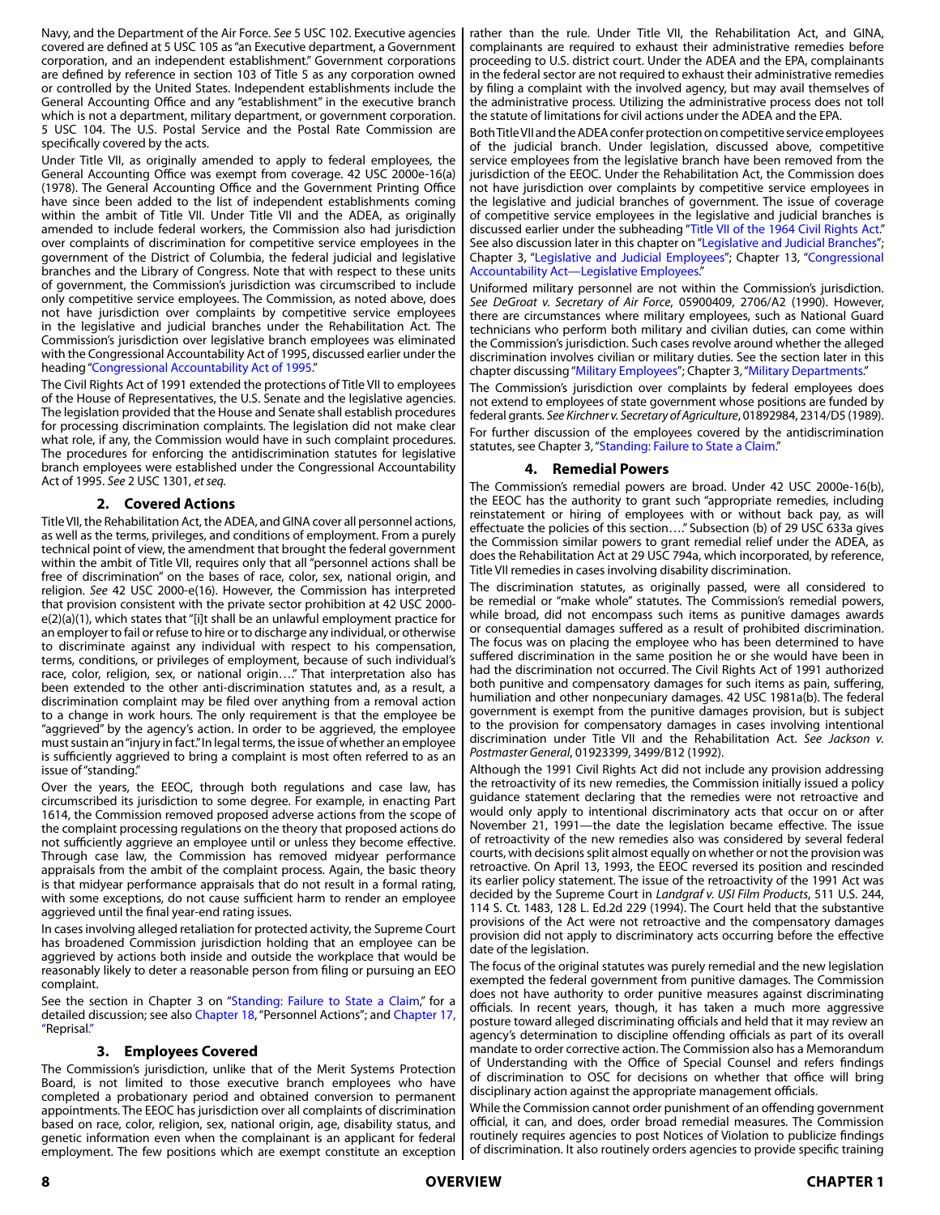Navy, and the Department of the Air Force. *See* 5 USC 102. Executive agencies covered are defined at 5 USC 105 as "an Executive department, a Government corporation, and an independent establishment." Government corporations are defined by reference in section 103 of Title 5 as any corporation owned or controlled by the United States. Independent establishments include the General Accounting Office and any "establishment" in the executive branch which is not a department, military department, or government corporation. 5 USC 104. The U.S. Postal Service and the Postal Rate Commission are specifically covered by the acts.

Under Title VII, as originally amended to apply to federal employees, the General Accounting Office was exempt from coverage. 42 USC 2000e-16(a) (1978). The General Accounting Office and the Government Printing Office have since been added to the list of independent establishments coming within the ambit of Title VII. Under Title VII and the ADEA, as originally amended to include federal workers, the Commission also had jurisdiction over complaints of discrimination for competitive service employees in the government of the District of Columbia, the federal judicial and legislative branches and the Library of Congress. Note that with respect to these units of government, the Commission's jurisdiction was circumscribed to include only competitive service employees. The Commission, as noted above, does not have jurisdiction over complaints by competitive service employees in the legislative and judicial branches under the Rehabilitation Act. The Commission's jurisdiction over legislative branch employees was eliminated with the Congressional Accountability Act of 1995, discussed earlier under the heading "Congressional Accountability Act of 1995."

The Civil Rights Act of 1991 extended the protections of Title VII to employees of the House of Representatives, the U.S. Senate and the legislative agencies. The legislation provided that the House and Senate shall establish procedures for processing discrimination complaints. The legislation did not make clear what role, if any, the Commission would have in such complaint procedures. The procedures for enforcing the antidiscrimination statutes for legislative branch employees were established under the Congressional Accountability Act of 1995. *See* 2 USC 1301, *et seq.*

### 2. Covered Actions

Title VII, the Rehabilitation Act, the ADEA, and GINA cover all personnel actions, as well as the terms, privileges, and conditions of employment. From a purely technical point of view, the amendment that brought the federal government within the ambit of Title VII, requires only that all "personnel actions shall be free of discrimination" on the bases of race, color, sex, national origin, and religion. *See* 42 USC 2000-e(16). However, the Commission has interpreted that provision consistent with the private sector prohibition at 42 USC 2000-e(2)(a)(1), which states that "[i]t shall be an unlawful employment practice for an employer to fail or refuse to hire or to discharge any individual, or otherwise to discriminate against any individual with respect to his compensation, terms, conditions, or privileges of employment, because of such individual's race, color, religion, sex, or national origin…." That interpretation also has been extended to the other anti-discrimination statutes and, as a result, a discrimination complaint may be filed over anything from a removal action to a change in work hours. The only requirement is that the employee be "aggrieved" by the agency's action. In order to be aggrieved, the employee must sustain an "injury in fact." In legal terms, the issue of whether an employee is sufficiently aggrieved to bring a complaint is most often referred to as an issue of "standing."

Over the years, the EEOC, through both regulations and case law, has circumscribed its jurisdiction to some degree. For example, in enacting Part 1614, the Commission removed proposed adverse actions from the scope of the complaint processing regulations on the theory that proposed actions do not sufficiently aggrieve an employee until or unless they become effective. Through case law, the Commission has removed midyear performance appraisals from the ambit of the complaint process. Again, the basic theory is that midyear performance appraisals that do not result in a formal rating, with some exceptions, do not cause sufficient harm to render an employee aggrieved until the final year-end rating issues.

In cases involving alleged retaliation for protected activity, the Supreme Court has broadened Commission jurisdiction holding that an employee can be aggrieved by actions both inside and outside the workplace that would be reasonably likely to deter a reasonable person from filing or pursuing an EEO complaint.

See the section in Chapter 3 on "Standing: Failure to State a Claim," for a detailed discussion; see also Chapter 18, "Personnel Actions"; and Chapter 17, "Reprisal."

### 3. Employees Covered

The Commission's jurisdiction, unlike that of the Merit Systems Protection Board, is not limited to those executive branch employees who have completed a probationary period and obtained conversion to permanent appointments. The EEOC has jurisdiction over all complaints of discrimination based on race, color, religion, sex, national origin, age, disability status, and genetic information even when the complainant is an applicant for federal employment. The few positions which are exempt constitute an exception rather than the rule. Under Title VII, the Rehabilitation Act, and GINA, complainants are required to exhaust their administrative remedies before proceeding to U.S. district court. Under the ADEA and the EPA, complainants in the federal sector are not required to exhaust their administrative remedies by filing a complaint with the involved agency, but may avail themselves of the administrative process. Utilizing the administrative process does not toll the statute of limitations for civil actions under the ADEA and the EPA.

Both Title VII and the ADEA confer protection on competitive service employees of the judicial branch. Under legislation, discussed above, competitive service employees from the legislative branch have been removed from the jurisdiction of the EEOC. Under the Rehabilitation Act, the Commission does not have jurisdiction over complaints by competitive service employees in the legislative and judicial branches of government. The issue of coverage of competitive service employees in the legislative and judicial branches is discussed earlier under the subheading "Title VII of the 1964 Civil Rights Act." See also discussion later in this chapter on "Legislative and Judicial Branches"; Chapter 3, "Legislative and Judicial Employees"; Chapter 13, "Congressional Accountability Act—Legislative Employees."

Uniformed military personnel are not within the Commission's jurisdiction. *See DeGroat v. Secretary of Air Force*, 05900409, 2706/A2 (1990). However, there are circumstances where military employees, such as National Guard technicians who perform both military and civilian duties, can come within the Commission's jurisdiction. Such cases revolve around whether the alleged discrimination involves civilian or military duties. See the section later in this chapter discussing "Military Employees"; Chapter 3, "Military Departments."

The Commission's jurisdiction over complaints by federal employees does not extend to employees of state government whose positions are funded by federal grants. *See Kirchner v. Secretary of Agriculture*, 01892984, 2314/D5 (1989).

For further discussion of the employees covered by the antidiscrimination statutes, see Chapter 3, "Standing: Failure to State a Claim."

### 4. Remedial Powers

The Commission's remedial powers are broad. Under 42 USC 2000e-16(b), the EEOC has the authority to grant such "appropriate remedies, including reinstatement or hiring of employees with or without back pay, as will effectuate the policies of this section…." Subsection (b) of 29 USC 633a gives the Commission similar powers to grant remedial relief under the ADEA, as does the Rehabilitation Act at 29 USC 794a, which incorporated, by reference, Title VII remedies in cases involving disability discrimination.

The discrimination statutes, as originally passed, were all considered to be remedial or "make whole" statutes. The Commission's remedial powers, while broad, did not encompass such items as punitive damages awards or consequential damages suffered as a result of prohibited discrimination. The focus was on placing the employee who has been determined to have suffered discrimination in the same position he or she would have been in had the discrimination not occurred. The Civil Rights Act of 1991 authorized both punitive and compensatory damages for such items as pain, suffering, humiliation and other nonpecuniary damages. 42 USC 1981a(b). The federal government is exempt from the punitive damages provision, but is subject to the provision for compensatory damages in cases involving intentional discrimination under Title VII and the Rehabilitation Act. *See Jackson v. Postmaster General*, 01923399, 3499/B12 (1992).

Although the 1991 Civil Rights Act did not include any provision addressing the retroactivity of its new remedies, the Commission initially issued a policy guidance statement declaring that the remedies were not retroactive and would only apply to intentional discriminatory acts that occur on or after November 21, 1991—the date the legislation became effective. The issue of retroactivity of the new remedies also was considered by several federal courts, with decisions split almost equally on whether or not the provision was retroactive. On April 13, 1993, the EEOC reversed its position and rescinded its earlier policy statement. The issue of the retroactivity of the 1991 Act was decided by the Supreme Court in *Landgraf v. USI Film Products*, 511 U.S. 244, 114 S. Ct. 1483, 128 L. Ed.2d 229 (1994). The Court held that the substantive provisions of the Act were not retroactive and the compensatory damages provision did not apply to discriminatory acts occurring before the effective date of the legislation.

The focus of the original statutes was purely remedial and the new legislation exempted the federal government from punitive damages. The Commission does not have authority to order punitive measures against discriminating officials. In recent years, though, it has taken a much more aggressive posture toward alleged discriminating officials and held that it may review an agency's determination to discipline offending officials as part of its overall mandate to order corrective action. The Commission also has a Memorandum of Understanding with the Office of Special Counsel and refers findings of discrimination to OSC for decisions on whether that office will bring disciplinary action against the appropriate management officials.

While the Commission cannot order punishment of an offending government official, it can, and does, order broad remedial measures. The Commission routinely requires agencies to post Notices of Violation to publicize findings of discrimination. It also routinely orders agencies to provide specific training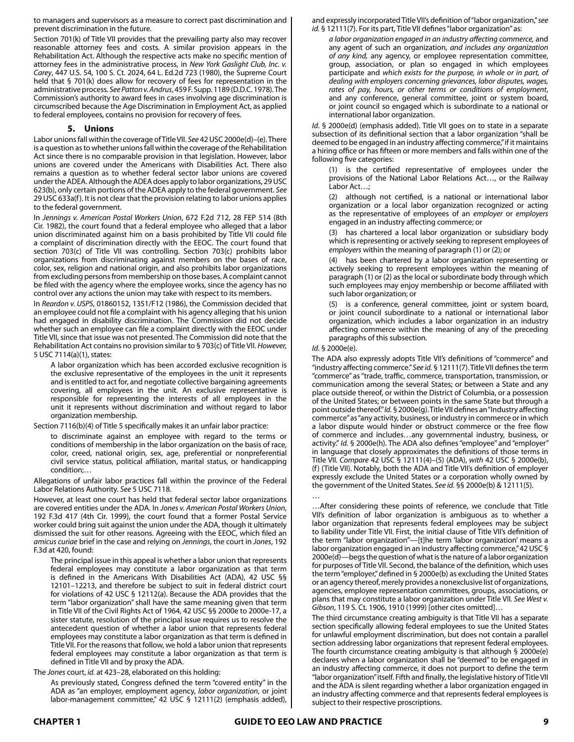to managers and supervisors as a measure to correct past discrimination and prevent discrimination in the future.

Section 701(k) of Title VII provides that the prevailing party also may recover reasonable attorney fees and costs. A similar provision appears in the Rehabilitation Act. Although the respective acts make no specific mention of attorney fees in the administrative process, in *New York Gaslight Club, Inc. v. Carey*, 447 U.S. 54, 100 S. Ct. 2024, 64 L. Ed.2d 723 (1980), the Supreme Court held that § 701(k) does allow for recovery of fees for representation in the administrative process. *See Patton v. Andrus*, 459 F. Supp. 1189 (D.D.C. 1978). The Commission's authority to award fees in cases involving age discrimination is circumscribed because the Age Discrimination in Employment Act, as applied to federal employees, contains no provision for recovery of fees.

### 5. Unions

Labor unions fall within the coverage of Title VII. *See* 42 USC 2000e(d)–(e). There is a question as to whether unions fall within the coverage of the Rehabilitation Act since there is no comparable provision in that legislation. However, labor unions are covered under the Americans with Disabilities Act. There also remains a question as to whether federal sector labor unions are covered under the ADEA. Although the ADEA does apply to labor organizations, 29 USC 623(b), only certain portions of the ADEA apply to the federal government. *See* 29 USC 633a(f). It is not clear that the provision relating to labor unions applies to the federal government.

In *Jennings v. American Postal Workers Union*, 672 F.2d 712, 28 FEP 514 (8th Cir. 1982), the court found that a federal employee who alleged that a labor union discriminated against him on a basis prohibited by Title VII could file a complaint of discrimination directly with the EEOC. The court found that section 703(c) of Title VII was controlling. Section 703(c) prohibits labor organizations from discriminating against members on the bases of race, color, sex, religion and national origin, and also prohibits labor organizations from excluding persons from membership on those bases. A complaint cannot be filed with the agency where the employee works, since the agency has no control over any actions the union may take with respect to its members.

In *Reardon v. USPS*, 01860152, 1351/F12 (1986), the Commission decided that an employee could not file a complaint with his agency alleging that his union had engaged in disability discrimination. The Commission did not decide whether such an employee can file a complaint directly with the EEOC under Title VII, since that issue was not presented. The Commission did note that the Rehabilitation Act contains no provision similar to § 703(c) of Title VII. *However,* 5 USC 7114(a)(1), states:

> A labor organization which has been accorded exclusive recognition is the exclusive representative of the employees in the unit it represents and is entitled to act for, and negotiate collective bargaining agreements covering, all employees in the unit. An exclusive representative is responsible for representing the interests of all employees in the unit it represents without discrimination and without regard to labor organization membership.

Section 7116(b)(4) of Title 5 specifically makes it an unfair labor practice:

> to discriminate against an employee with regard to the terms or conditions of membership in the labor organization on the basis of race, color, creed, national origin, sex, age, preferential or nonpreferential civil service status, political affiliation, marital status, or handicapping condition;…

Allegations of unfair labor practices fall within the province of the Federal Labor Relations Authority. *See* 5 USC 7118.

However, at least one court has held that federal sector labor organizations are covered entities under the ADA. In *Jones v. American Postal Workers Union*, 192 F.3d 417 (4th Cir. 1999), the court found that a former Postal Service worker could bring suit against the union under the ADA, though it ultimately dismissed the suit for other reasons. Agreeing with the EEOC, which filed an *amicus curiae* brief in the case and relying on *Jennings*, the court in *Jones*, 192 F.3d at 420, found:

> The principal issue in this appeal is whether a labor union that represents federal employees may constitute a labor organization as that term is defined in the Americans With Disabilities Act (ADA), 42 USC §§ 12101–12213, and therefore be subject to suit in federal district court for violations of 42 USC § 12112(a). Because the ADA provides that the term "labor organization" shall have the same meaning given that term in Title VII of the Civil Rights Act of 1964, 42 USC §§ 2000e to 2000e-17, a sister statute, resolution of the principal issue requires us to resolve the antecedent question of whether a labor union that represents federal employees may constitute a labor organization as that term is defined in Title VII. For the reasons that follow, we hold a labor union that represents federal employees may constitute a labor organization as that term is defined in Title VII and by proxy the ADA.

The *Jones* court, *id.* at 423–28, elaborated on this holding:

> As previously stated, Congress defined the term "covered entity" in the ADA as "an employer, employment agency, *labor organization*, or joint labor-management committee," 42 USC § 12111(2) (emphasis added), and expressly incorporated Title VII's definition of "labor organization," *see id.* § 12111(7). For its part, Title VII defines "labor organization" as:
>
> > *a labor organization engaged in an industry affecting commerce,* and any agent of such an organization, *and includes any organization of any kind,* any agency, or employee representation committee, group, association, or plan so engaged in which employees participate and *which exists for the purpose, in whole or in part, of dealing with employers concerning grievances, labor disputes, wages, rates of pay, hours, or other terms or conditions of employment*, and any conference, general committee, joint or system board, or joint council so engaged which is subordinate to a national or international labor organization.
>
> *Id*. § 2000e(d) (emphasis added). Title VII goes on to state in a separate subsection of its definitional section that a labor organization "shall be deemed to be engaged in an industry affecting commerce," if it maintains a hiring office or has fifteen or more members and falls within one of the following five categories:
>
> > (1) is the certified representative of employees under the provisions of the National Labor Relations Act…, or the Railway Labor Act…;
> >
> > (2) although not certified, is a national or international labor organization or a local labor organization recognized or acting as the representative of employees of an *employer* or *employers* engaged in an industry affecting commerce; or
> >
> > (3) has chartered a local labor organization or subsidiary body which is representing or actively seeking to represent employees of *employers* within the meaning of paragraph (1) or (2); or
> >
> > (4) has been chartered by a labor organization representing or actively seeking to represent employees within the meaning of paragraph (1) or (2) as the local or subordinate body through which such employees may enjoy membership or become affiliated with such labor organization; or
> >
> > (5) is a conference, general committee, joint or system board, or joint council subordinate to a national or international labor organization, which includes a labor organization in an industry affecting commerce within the meaning of any of the preceding paragraphs of this subsection.
>
> *Id*. § 2000e(e).
>
> The ADA also expressly adopts Title VII's definitions of "commerce" and "industry affecting commerce." *See id.* § 12111(7). Title VII defines the term "commerce" as "trade, traffic, commerce, transportation, transmission, or communication among the several States; or between a State and any place outside thereof, or within the District of Columbia, or a possession of the United States; or between points in the same State but through a point outside thereof." *Id.* § 2000e(g). Title VII defines an "Industry affecting commerce" as "any activity, business, or industry in commerce or in which a labor dispute would hinder or obstruct commerce or the free flow of commerce and includes…any governmental industry, business, or activity." *Id.* § 2000e(h). The ADA also defines "employee" and "employer" in language that closely approximates the definitions of those terms in Title VII. *Compare* 42 USC § 12111(4)–(5) (ADA), *with* 42 USC § 2000e(b), (f) (Title VII). Notably, both the ADA and Title VII's definition of employer expressly exclude the United States or a corporation wholly owned by the government of the United States. *See id.* §§ 2000e(b) & 12111(5).
>
> …
>
> …After considering these points of reference, we conclude that Title VII's definition of labor organization is ambiguous as to whether a labor organization that represents federal employees may be subject to liability under Title VII. First, the initial clause of Title VII's definition of the term "labor organization"—[t]he term 'labor organization' means a labor organization engaged in an industry affecting commerce," 42 USC § 2000e(d)—begs the question of what is the nature of a labor organization for purposes of Title VII. Second, the balance of the definition, which uses the term "employer," defined in § 2000e(b) as excluding the United States or an agency thereof, merely provides a nonexclusive list of organizations, agencies, employee representation committees, groups, associations, or plans that may constitute a labor organization under Title VII. *See West v. Gibson*, 119 S. Ct. 1906, 1910 (1999) [other cites omitted]…
>
> The third circumstance creating ambiguity is that Title VII has a separate section specifically allowing federal employees to sue the United States for unlawful employment discrimination, but does not contain a parallel section addressing labor organizations that represent federal employees. The fourth circumstance creating ambiguity is that although § 2000e(e) declares when a labor organization shall be "deemed" to be engaged in an industry affecting commerce, it does not purport to define the term "labor organization" itself. Fifth and finally, the legislative history of Title VII and the ADA is silent regarding whether a labor organization engaged in an industry affecting commerce and that represents federal employees is subject to their respective proscriptions.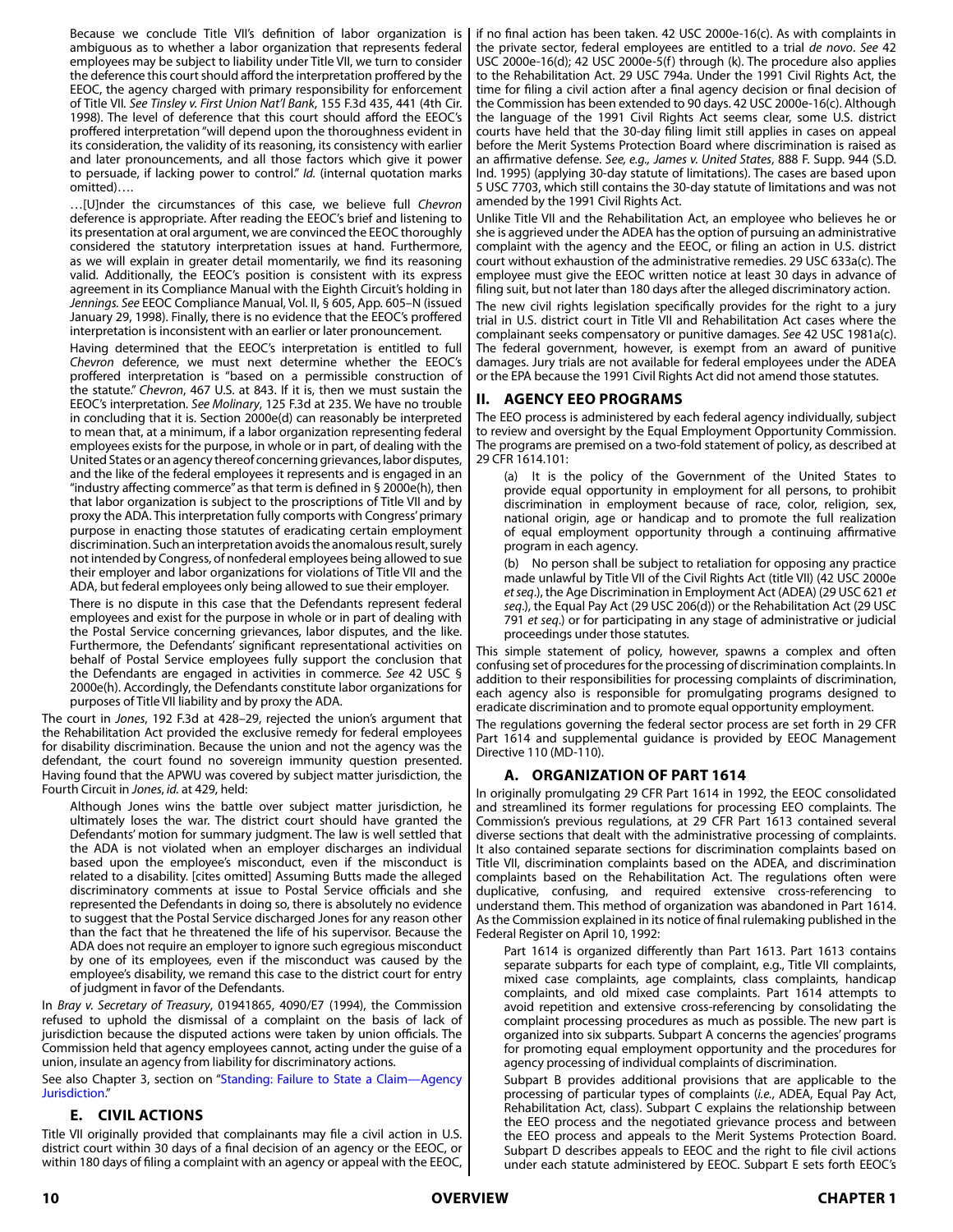> Because we conclude Title VII's definition of labor organization is ambiguous as to whether a labor organization that represents federal employees may be subject to liability under Title VII, we turn to consider the deference this court should afford the interpretation proffered by the EEOC, the agency charged with primary responsibility for enforcement of Title VII. *See Tinsley v. First Union Nat'l Bank*, 155 F.3d 435, 441 (4th Cir. 1998). The level of deference that this court should afford the EEOC's proffered interpretation "will depend upon the thoroughness evident in its consideration, the validity of its reasoning, its consistency with earlier and later pronouncements, and all those factors which give it power to persuade, if lacking power to control." *Id.* (internal quotation marks omitted)….
>
> …[U]nder the circumstances of this case, we believe full *Chevron* deference is appropriate. After reading the EEOC's brief and listening to its presentation at oral argument, we are convinced the EEOC thoroughly considered the statutory interpretation issues at hand. Furthermore, as we will explain in greater detail momentarily, we find its reasoning valid. Additionally, the EEOC's position is consistent with its express agreement in its Compliance Manual with the Eighth Circuit's holding in *Jennings*. *See* EEOC Compliance Manual, Vol. II, § 605, App. 605–N (issued January 29, 1998). Finally, there is no evidence that the EEOC's proffered interpretation is inconsistent with an earlier or later pronouncement.
>
> Having determined that the EEOC's interpretation is entitled to full *Chevron* deference, we must next determine whether the EEOC's proffered interpretation is "based on a permissible construction of the statute." *Chevron*, 467 U.S. at 843. If it is, then we must sustain the EEOC's interpretation. *See Molinary*, 125 F.3d at 235. We have no trouble in concluding that it is. Section 2000e(d) can reasonably be interpreted to mean that, at a minimum, if a labor organization representing federal employees exists for the purpose, in whole or in part, of dealing with the United States or an agency thereof concerning grievances, labor disputes, and the like of the federal employees it represents and is engaged in an "industry affecting commerce" as that term is defined in § 2000e(h), then that labor organization is subject to the proscriptions of Title VII and by proxy the ADA. This interpretation fully comports with Congress' primary purpose in enacting those statutes of eradicating certain employment discrimination. Such an interpretation avoids the anomalous result, surely not intended by Congress, of nonfederal employees being allowed to sue their employer and labor organizations for violations of Title VII and the ADA, but federal employees only being allowed to sue their employer.
>
> There is no dispute in this case that the Defendants represent federal employees and exist for the purpose in whole or in part of dealing with the Postal Service concerning grievances, labor disputes, and the like. Furthermore, the Defendants' significant representational activities on behalf of Postal Service employees fully support the conclusion that the Defendants are engaged in activities in commerce. *See* 42 USC § 2000e(h). Accordingly, the Defendants constitute labor organizations for purposes of Title VII liability and by proxy the ADA.

The court in *Jones*, 192 F.3d at 428–29, rejected the union's argument that the Rehabilitation Act provided the exclusive remedy for federal employees for disability discrimination. Because the union and not the agency was the defendant, the court found no sovereign immunity question presented. Having found that the APWU was covered by subject matter jurisdiction, the Fourth Circuit in *Jones*, *id.* at 429, held:

> Although Jones wins the battle over subject matter jurisdiction, he ultimately loses the war. The district court should have granted the Defendants' motion for summary judgment. The law is well settled that the ADA is not violated when an employer discharges an individual based upon the employee's misconduct, even if the misconduct is related to a disability. [cites omitted] Assuming Butts made the alleged discriminatory comments at issue to Postal Service officials and she represented the Defendants in doing so, there is absolutely no evidence to suggest that the Postal Service discharged Jones for any reason other than the fact that he threatened the life of his supervisor. Because the ADA does not require an employer to ignore such egregious misconduct by one of its employees, even if the misconduct was caused by the employee's disability, we remand this case to the district court for entry of judgment in favor of the Defendants.

In *Bray v. Secretary of Treasury*, 01941865, 4090/E7 (1994), the Commission refused to uphold the dismissal of a complaint on the basis of lack of jurisdiction because the disputed actions were taken by union officials. The Commission held that agency employees cannot, acting under the guise of a union, insulate an agency from liability for discriminatory actions.

See also Chapter 3, section on "Standing: Failure to State a Claim—Agency Jurisdiction."

### E. CIVIL ACTIONS

Title VII originally provided that complainants may file a civil action in U.S. district court within 30 days of a final decision of an agency or the EEOC, or within 180 days of filing a complaint with an agency or appeal with the EEOC, if no final action has been taken. 42 USC 2000e-16(c). As with complaints in the private sector, federal employees are entitled to a trial *de novo*. *See* 42 USC 2000e-16(d); 42 USC 2000e-5(f) through (k). The procedure also applies to the Rehabilitation Act. 29 USC 794a. Under the 1991 Civil Rights Act, the time for filing a civil action after a final agency decision or final decision of the Commission has been extended to 90 days. 42 USC 2000e-16(c). Although the language of the 1991 Civil Rights Act seems clear, some U.S. district courts have held that the 30-day filing limit still applies in cases on appeal before the Merit Systems Protection Board where discrimination is raised as an affirmative defense. *See, e.g., James v. United States*, 888 F. Supp. 944 (S.D. Ind. 1995) (applying 30-day statute of limitations). The cases are based upon 5 USC 7703, which still contains the 30-day statute of limitations and was not amended by the 1991 Civil Rights Act.

Unlike Title VII and the Rehabilitation Act, an employee who believes he or she is aggrieved under the ADEA has the option of pursuing an administrative complaint with the agency and the EEOC, or filing an action in U.S. district court without exhaustion of the administrative remedies. 29 USC 633a(c). The employee must give the EEOC written notice at least 30 days in advance of filing suit, but not later than 180 days after the alleged discriminatory action.

The new civil rights legislation specifically provides for the right to a jury trial in U.S. district court in Title VII and Rehabilitation Act cases where the complainant seeks compensatory or punitive damages. *See* 42 USC 1981a(c). The federal government, however, is exempt from an award of punitive damages. Jury trials are not available for federal employees under the ADEA or the EPA because the 1991 Civil Rights Act did not amend those statutes.

## II. AGENCY EEO PROGRAMS

The EEO process is administered by each federal agency individually, subject to review and oversight by the Equal Employment Opportunity Commission. The programs are premised on a two-fold statement of policy, as described at 29 CFR 1614.101:

> (a) It is the policy of the Government of the United States to provide equal opportunity in employment for all persons, to prohibit discrimination in employment because of race, color, religion, sex, national origin, age or handicap and to promote the full realization of equal employment opportunity through a continuing affirmative program in each agency.
>
> (b) No person shall be subject to retaliation for opposing any practice made unlawful by Title VII of the Civil Rights Act (title VII) (42 USC 2000e *et seq*.), the Age Discrimination in Employment Act (ADEA) (29 USC 621 *et seq*.), the Equal Pay Act (29 USC 206(d)) or the Rehabilitation Act (29 USC 791 *et seq*.) or for participating in any stage of administrative or judicial proceedings under those statutes.

This simple statement of policy, however, spawns a complex and often confusing set of procedures for the processing of discrimination complaints. In addition to their responsibilities for processing complaints of discrimination, each agency also is responsible for promulgating programs designed to eradicate discrimination and to promote equal opportunity employment.

The regulations governing the federal sector process are set forth in 29 CFR Part 1614 and supplemental guidance is provided by EEOC Management Directive 110 (MD-110).

### A. ORGANIZATION OF PART 1614

In originally promulgating 29 CFR Part 1614 in 1992, the EEOC consolidated and streamlined its former regulations for processing EEO complaints. The Commission's previous regulations, at 29 CFR Part 1613 contained several diverse sections that dealt with the administrative processing of complaints. It also contained separate sections for discrimination complaints based on Title VII, discrimination complaints based on the ADEA, and discrimination complaints based on the Rehabilitation Act. The regulations often were duplicative, confusing, and required extensive cross-referencing to understand them. This method of organization was abandoned in Part 1614. As the Commission explained in its notice of final rulemaking published in the Federal Register on April 10, 1992:

> Part 1614 is organized differently than Part 1613. Part 1613 contains separate subparts for each type of complaint, e.g., Title VII complaints, mixed case complaints, age complaints, class complaints, handicap complaints, and old mixed case complaints. Part 1614 attempts to avoid repetition and extensive cross-referencing by consolidating the complaint processing procedures as much as possible. The new part is organized into six subparts. Subpart A concerns the agencies' programs for promoting equal employment opportunity and the procedures for agency processing of individual complaints of discrimination.
>
> Subpart B provides additional provisions that are applicable to the processing of particular types of complaints (*i.e.*, ADEA, Equal Pay Act, Rehabilitation Act, class). Subpart C explains the relationship between the EEO process and the negotiated grievance process and between the EEO process and appeals to the Merit Systems Protection Board. Subpart D describes appeals to EEOC and the right to file civil actions under each statute administered by EEOC. Subpart E sets forth EEOC's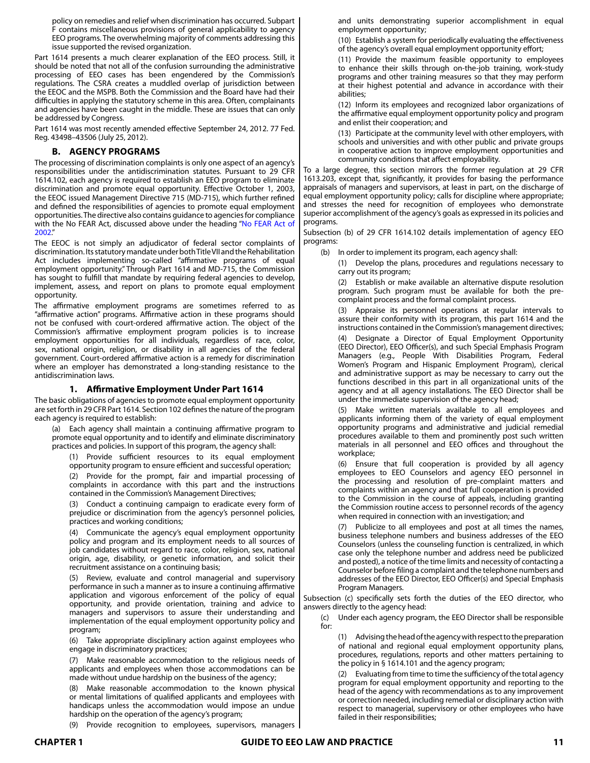policy on remedies and relief when discrimination has occurred. Subpart F contains miscellaneous provisions of general applicability to agency EEO programs. The overwhelming majority of comments addressing this issue supported the revised organization.

Part 1614 presents a much clearer explanation of the EEO process. Still, it should be noted that not all of the confusion surrounding the administrative processing of EEO cases has been engendered by the Commission's regulations. The CSRA creates a muddled overlap of jurisdiction between the EEOC and the MSPB. Both the Commission and the Board have had their difficulties in applying the statutory scheme in this area. Often, complainants and agencies have been caught in the middle. These are issues that can only be addressed by Congress.

Part 1614 was most recently amended effective September 24, 2012. 77 Fed. Reg. 43498–43506 (July 25, 2012).

## B. AGENCY PROGRAMS

The processing of discrimination complaints is only one aspect of an agency's responsibilities under the antidiscrimination statutes. Pursuant to 29 CFR 1614.102, each agency is required to establish an EEO program to eliminate discrimination and promote equal opportunity. Effective October 1, 2003, the EEOC issued Management Directive 715 (MD-715), which further refined and defined the responsibilities of agencies to promote equal employment opportunities. The directive also contains guidance to agencies for compliance with the No FEAR Act, discussed above under the heading "No FEAR Act of 2002."

The EEOC is not simply an adjudicator of federal sector complaints of discrimination. Its statutory mandate under both Title VII and the Rehabilitation Act includes implementing so-called "affirmative programs of equal employment opportunity." Through Part 1614 and MD-715, the Commission has sought to fulfill that mandate by requiring federal agencies to develop, implement, assess, and report on plans to promote equal employment opportunity.

The affirmative employment programs are sometimes referred to as "affirmative action" programs. Affirmative action in these programs should not be confused with court-ordered affirmative action. The object of the Commission's affirmative employment program policies is to increase employment opportunities for all individuals, regardless of race, color, sex, national origin, religion, or disability in all agencies of the federal government. Court-ordered affirmative action is a remedy for discrimination where an employer has demonstrated a long-standing resistance to the antidiscrimination laws.

### 1. Affirmative Employment Under Part 1614

The basic obligations of agencies to promote equal employment opportunity are set forth in 29 CFR Part 1614. Section 102 defines the nature of the program each agency is required to establish:

> (a) Each agency shall maintain a continuing affirmative program to promote equal opportunity and to identify and eliminate discriminatory practices and policies. In support of this program, the agency shall:
>
> (1) Provide sufficient resources to its equal employment opportunity program to ensure efficient and successful operation;
>
> (2) Provide for the prompt, fair and impartial processing of complaints in accordance with this part and the instructions contained in the Commission's Management Directives;
>
> (3) Conduct a continuing campaign to eradicate every form of prejudice or discrimination from the agency's personnel policies, practices and working conditions;
>
> (4) Communicate the agency's equal employment opportunity policy and program and its employment needs to all sources of job candidates without regard to race, color, religion, sex, national origin, age, disability, or genetic information, and solicit their recruitment assistance on a continuing basis;
>
> (5) Review, evaluate and control managerial and supervisory performance in such a manner as to insure a continuing affirmative application and vigorous enforcement of the policy of equal opportunity, and provide orientation, training and advice to managers and supervisors to assure their understanding and implementation of the equal employment opportunity policy and program;
>
> (6) Take appropriate disciplinary action against employees who engage in discriminatory practices;
>
> (7) Make reasonable accommodation to the religious needs of applicants and employees when those accommodations can be made without undue hardship on the business of the agency;
>
> (8) Make reasonable accommodation to the known physical or mental limitations of qualified applicants and employees with handicaps unless the accommodation would impose an undue hardship on the operation of the agency's program;
>
> (9) Provide recognition to employees, supervisors, managers and units demonstrating superior accomplishment in equal employment opportunity;
>
> (10) Establish a system for periodically evaluating the effectiveness of the agency's overall equal employment opportunity effort;
>
> (11) Provide the maximum feasible opportunity to employees to enhance their skills through on-the-job training, work-study programs and other training measures so that they may perform at their highest potential and advance in accordance with their abilities;
>
> (12) Inform its employees and recognized labor organizations of the affirmative equal employment opportunity policy and program and enlist their cooperation; and
>
> (13) Participate at the community level with other employers, with schools and universities and with other public and private groups in cooperative action to improve employment opportunities and community conditions that affect employability.

To a large degree, this section mirrors the former regulation at 29 CFR 1613.203, except that, significantly, it provides for basing the performance appraisals of managers and supervisors, at least in part, on the discharge of equal employment opportunity policy; calls for discipline where appropriate; and stresses the need for recognition of employees who demonstrate superior accomplishment of the agency's goals as expressed in its policies and programs.

Subsection (b) of 29 CFR 1614.102 details implementation of agency EEO programs:

> (b) In order to implement its program, each agency shall:
>
> (1) Develop the plans, procedures and regulations necessary to carry out its program;
>
> (2) Establish or make available an alternative dispute resolution program. Such program must be available for both the pre-complaint process and the formal complaint process.
>
> (3) Appraise its personnel operations at regular intervals to assure their conformity with its program, this part 1614 and the instructions contained in the Commission's management directives;
>
> (4) Designate a Director of Equal Employment Opportunity (EEO Director), EEO Officer(s), and such Special Emphasis Program Managers (e.g., People With Disabilities Program, Federal Women's Program and Hispanic Employment Program), clerical and administrative support as may be necessary to carry out the functions described in this part in all organizational units of the agency and at all agency installations. The EEO Director shall be under the immediate supervision of the agency head;
>
> (5) Make written materials available to all employees and applicants informing them of the variety of equal employment opportunity programs and administrative and judicial remedial procedures available to them and prominently post such written materials in all personnel and EEO offices and throughout the workplace;
>
> (6) Ensure that full cooperation is provided by all agency employees to EEO Counselors and agency EEO personnel in the processing and resolution of pre-complaint matters and complaints within an agency and that full cooperation is provided to the Commission in the course of appeals, including granting the Commission routine access to personnel records of the agency when required in connection with an investigation; and
>
> (7) Publicize to all employees and post at all times the names, business telephone numbers and business addresses of the EEO Counselors (unless the counseling function is centralized, in which case only the telephone number and address need be publicized and posted), a notice of the time limits and necessity of contacting a Counselor before filing a complaint and the telephone numbers and addresses of the EEO Director, EEO Officer(s) and Special Emphasis Program Managers.

Subsection (c) specifically sets forth the duties of the EEO director, who answers directly to the agency head:

> (c) Under each agency program, the EEO Director shall be responsible for:
>
> (1) Advising the head of the agency with respect to the preparation of national and regional equal employment opportunity plans, procedures, regulations, reports and other matters pertaining to the policy in § 1614.101 and the agency program;
>
> (2) Evaluating from time to time the sufficiency of the total agency program for equal employment opportunity and reporting to the head of the agency with recommendations as to any improvement or correction needed, including remedial or disciplinary action with respect to managerial, supervisory or other employees who have failed in their responsibilities;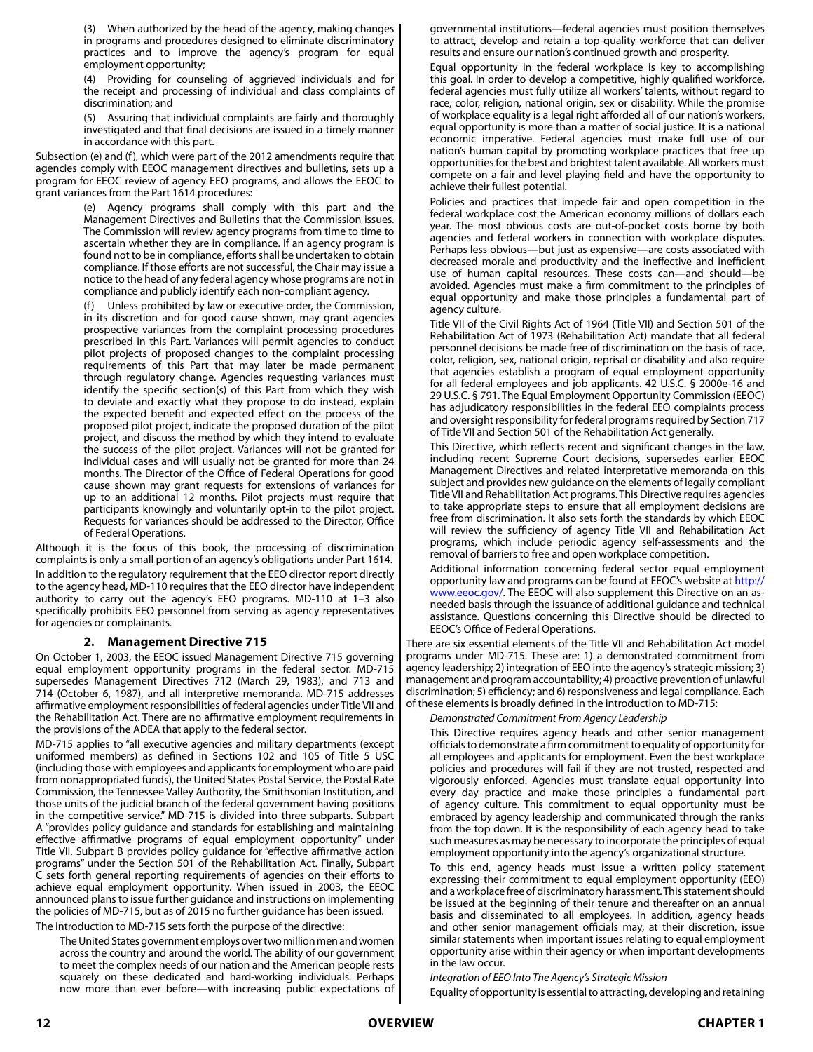(3) When authorized by the head of the agency, making changes in programs and procedures designed to eliminate discriminatory practices and to improve the agency's program for equal employment opportunity;

(4) Providing for counseling of aggrieved individuals and for the receipt and processing of individual and class complaints of discrimination; and

(5) Assuring that individual complaints are fairly and thoroughly investigated and that final decisions are issued in a timely manner in accordance with this part.

Subsection (e) and (f), which were part of the 2012 amendments require that agencies comply with EEOC management directives and bulletins, sets up a program for EEOC review of agency EEO programs, and allows the EEOC to grant variances from the Part 1614 procedures:

> (e) Agency programs shall comply with this part and the Management Directives and Bulletins that the Commission issues. The Commission will review agency programs from time to time to ascertain whether they are in compliance. If an agency program is found not to be in compliance, efforts shall be undertaken to obtain compliance. If those efforts are not successful, the Chair may issue a notice to the head of any federal agency whose programs are not in compliance and publicly identify each non-compliant agency.
>
> (f) Unless prohibited by law or executive order, the Commission, in its discretion and for good cause shown, may grant agencies prospective variances from the complaint processing procedures prescribed in this Part. Variances will permit agencies to conduct pilot projects of proposed changes to the complaint processing requirements of this Part that may later be made permanent through regulatory change. Agencies requesting variances must identify the specific section(s) of this Part from which they wish to deviate and exactly what they propose to do instead, explain the expected benefit and expected effect on the process of the proposed pilot project, indicate the proposed duration of the pilot project, and discuss the method by which they intend to evaluate the success of the pilot project. Variances will not be granted for individual cases and will usually not be granted for more than 24 months. The Director of the Office of Federal Operations for good cause shown may grant requests for extensions of variances for up to an additional 12 months. Pilot projects must require that participants knowingly and voluntarily opt-in to the pilot project. Requests for variances should be addressed to the Director, Office of Federal Operations.

Although it is the focus of this book, the processing of discrimination complaints is only a small portion of an agency's obligations under Part 1614.

In addition to the regulatory requirement that the EEO director report directly to the agency head, MD-110 requires that the EEO director have independent authority to carry out the agency's EEO programs. MD-110 at 1–3 also specifically prohibits EEO personnel from serving as agency representatives for agencies or complainants.

## 2. Management Directive 715

On October 1, 2003, the EEOC issued Management Directive 715 governing equal employment opportunity programs in the federal sector. MD-715 supersedes Management Directives 712 (March 29, 1983), and 713 and 714 (October 6, 1987), and all interpretive memoranda. MD-715 addresses affirmative employment responsibilities of federal agencies under Title VII and the Rehabilitation Act. There are no affirmative employment requirements in the provisions of the ADEA that apply to the federal sector.

MD-715 applies to "all executive agencies and military departments (except uniformed members) as defined in Sections 102 and 105 of Title 5 USC (including those with employees and applicants for employment who are paid from nonappropriated funds), the United States Postal Service, the Postal Rate Commission, the Tennessee Valley Authority, the Smithsonian Institution, and those units of the judicial branch of the federal government having positions in the competitive service." MD-715 is divided into three subparts. Subpart A "provides policy guidance and standards for establishing and maintaining effective affirmative programs of equal employment opportunity" under Title VII. Subpart B provides policy guidance for "effective affirmative action programs" under the Section 501 of the Rehabilitation Act. Finally, Subpart C sets forth general reporting requirements of agencies on their efforts to achieve equal employment opportunity. When issued in 2003, the EEOC announced plans to issue further guidance and instructions on implementing the policies of MD-715, but as of 2015 no further guidance has been issued.

The introduction to MD-715 sets forth the purpose of the directive:

> The United States government employs over two million men and women across the country and around the world. The ability of our government to meet the complex needs of our nation and the American people rests squarely on these dedicated and hard-working individuals. Perhaps now more than ever before—with increasing public expectations of governmental institutions—federal agencies must position themselves to attract, develop and retain a top-quality workforce that can deliver results and ensure our nation's continued growth and prosperity.
>
> Equal opportunity in the federal workplace is key to accomplishing this goal. In order to develop a competitive, highly qualified workforce, federal agencies must fully utilize all workers' talents, without regard to race, color, religion, national origin, sex or disability. While the promise of workplace equality is a legal right afforded all of our nation's workers, equal opportunity is more than a matter of social justice. It is a national economic imperative. Federal agencies must make full use of our nation's human capital by promoting workplace practices that free up opportunities for the best and brightest talent available. All workers must compete on a fair and level playing field and have the opportunity to achieve their fullest potential.
>
> Policies and practices that impede fair and open competition in the federal workplace cost the American economy millions of dollars each year. The most obvious costs are out-of-pocket costs borne by both agencies and federal workers in connection with workplace disputes. Perhaps less obvious—but just as expensive—are costs associated with decreased morale and productivity and the ineffective and inefficient use of human capital resources. These costs can—and should—be avoided. Agencies must make a firm commitment to the principles of equal opportunity and make those principles a fundamental part of agency culture.
>
> Title VII of the Civil Rights Act of 1964 (Title VII) and Section 501 of the Rehabilitation Act of 1973 (Rehabilitation Act) mandate that all federal personnel decisions be made free of discrimination on the basis of race, color, religion, sex, national origin, reprisal or disability and also require that agencies establish a program of equal employment opportunity for all federal employees and job applicants. 42 U.S.C. § 2000e-16 and 29 U.S.C. § 791. The Equal Employment Opportunity Commission (EEOC) has adjudicatory responsibilities in the federal EEO complaints process and oversight responsibility for federal programs required by Section 717 of Title VII and Section 501 of the Rehabilitation Act generally.
>
> This Directive, which reflects recent and significant changes in the law, including recent Supreme Court decisions, supersedes earlier EEOC Management Directives and related interpretative memoranda on this subject and provides new guidance on the elements of legally compliant Title VII and Rehabilitation Act programs. This Directive requires agencies to take appropriate steps to ensure that all employment decisions are free from discrimination. It also sets forth the standards by which EEOC will review the sufficiency of agency Title VII and Rehabilitation Act programs, which include periodic agency self-assessments and the removal of barriers to free and open workplace competition.
>
> Additional information concerning federal sector equal employment opportunity law and programs can be found at EEOC's website at http://www.eeoc.gov/. The EEOC will also supplement this Directive on an as-needed basis through the issuance of additional guidance and technical assistance. Questions concerning this Directive should be directed to EEOC's Office of Federal Operations.

There are six essential elements of the Title VII and Rehabilitation Act model programs under MD-715. These are: 1) a demonstrated commitment from agency leadership; 2) integration of EEO into the agency's strategic mission; 3) management and program accountability; 4) proactive prevention of unlawful discrimination; 5) efficiency; and 6) responsiveness and legal compliance. Each of these elements is broadly defined in the introduction to MD-715:

> *Demonstrated Commitment From Agency Leadership*
>
> This Directive requires agency heads and other senior management officials to demonstrate a firm commitment to equality of opportunity for all employees and applicants for employment. Even the best workplace policies and procedures will fail if they are not trusted, respected and vigorously enforced. Agencies must translate equal opportunity into every day practice and make those principles a fundamental part of agency culture. This commitment to equal opportunity must be embraced by agency leadership and communicated through the ranks from the top down. It is the responsibility of each agency head to take such measures as may be necessary to incorporate the principles of equal employment opportunity into the agency's organizational structure.
>
> To this end, agency heads must issue a written policy statement expressing their commitment to equal employment opportunity (EEO) and a workplace free of discriminatory harassment. This statement should be issued at the beginning of their tenure and thereafter on an annual basis and disseminated to all employees. In addition, agency heads and other senior management officials may, at their discretion, issue similar statements when important issues relating to equal employment opportunity arise within their agency or when important developments in the law occur.
>
> *Integration of EEO Into The Agency's Strategic Mission*
>
> Equality of opportunity is essential to attracting, developing and retaining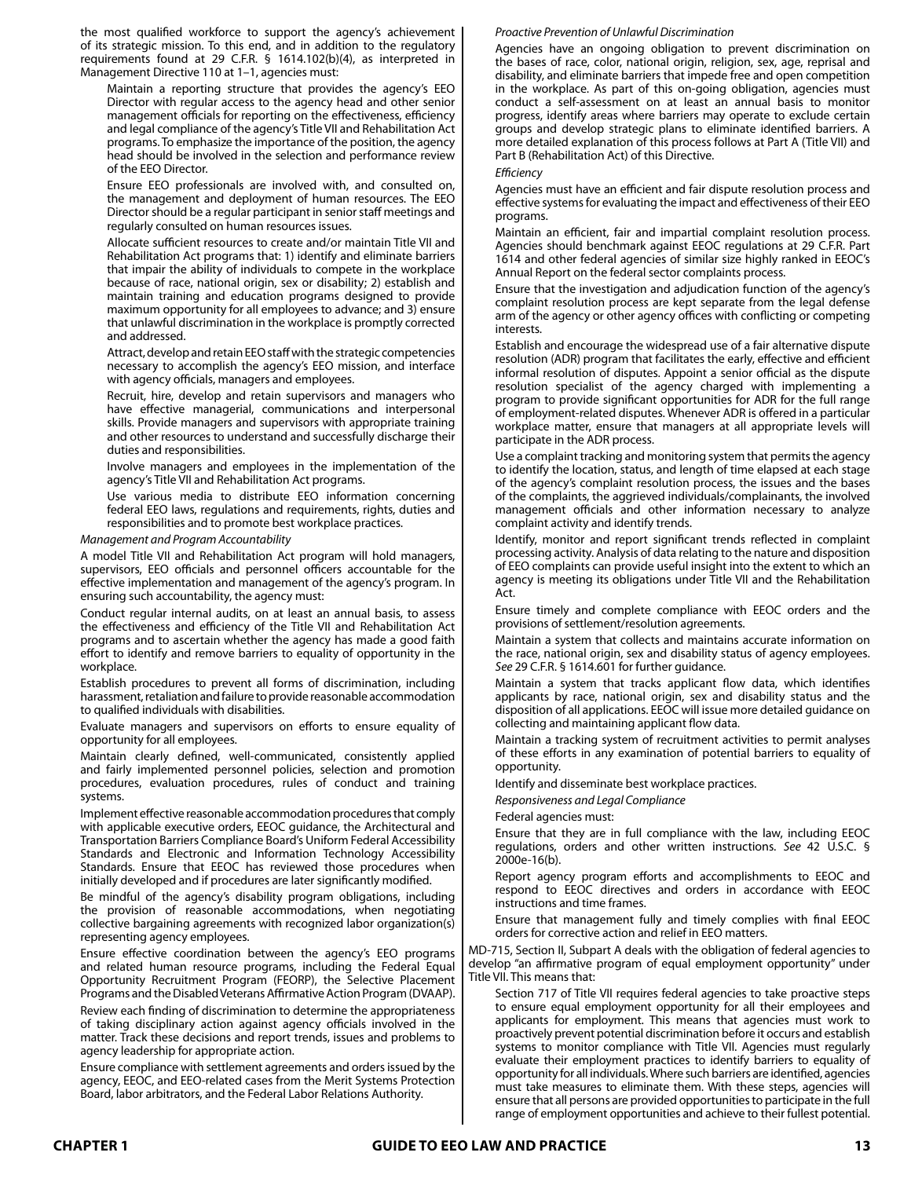the most qualified workforce to support the agency's achievement of its strategic mission. To this end, and in addition to the regulatory requirements found at 29 C.F.R. § 1614.102(b)(4), as interpreted in Management Directive 110 at 1–1, agencies must:

> Maintain a reporting structure that provides the agency's EEO Director with regular access to the agency head and other senior management officials for reporting on the effectiveness, efficiency and legal compliance of the agency's Title VII and Rehabilitation Act programs. To emphasize the importance of the position, the agency head should be involved in the selection and performance review of the EEO Director.
>
> Ensure EEO professionals are involved with, and consulted on, the management and deployment of human resources. The EEO Director should be a regular participant in senior staff meetings and regularly consulted on human resources issues.
>
> Allocate sufficient resources to create and/or maintain Title VII and Rehabilitation Act programs that: 1) identify and eliminate barriers that impair the ability of individuals to compete in the workplace because of race, national origin, sex or disability; 2) establish and maintain training and education programs designed to provide maximum opportunity for all employees to advance; and 3) ensure that unlawful discrimination in the workplace is promptly corrected and addressed.
>
> Attract, develop and retain EEO staff with the strategic competencies necessary to accomplish the agency's EEO mission, and interface with agency officials, managers and employees.
>
> Recruit, hire, develop and retain supervisors and managers who have effective managerial, communications and interpersonal skills. Provide managers and supervisors with appropriate training and other resources to understand and successfully discharge their duties and responsibilities.
>
> Involve managers and employees in the implementation of the agency's Title VII and Rehabilitation Act programs.
>
> Use various media to distribute EEO information concerning federal EEO laws, regulations and requirements, rights, duties and responsibilities and to promote best workplace practices.
>
> *Management and Program Accountability*
>
> A model Title VII and Rehabilitation Act program will hold managers, supervisors, EEO officials and personnel officers accountable for the effective implementation and management of the agency's program. In ensuring such accountability, the agency must:
>
> Conduct regular internal audits, on at least an annual basis, to assess the effectiveness and efficiency of the Title VII and Rehabilitation Act programs and to ascertain whether the agency has made a good faith effort to identify and remove barriers to equality of opportunity in the workplace.
>
> Establish procedures to prevent all forms of discrimination, including harassment, retaliation and failure to provide reasonable accommodation to qualified individuals with disabilities.
>
> Evaluate managers and supervisors on efforts to ensure equality of opportunity for all employees.
>
> Maintain clearly defined, well-communicated, consistently applied and fairly implemented personnel policies, selection and promotion procedures, evaluation procedures, rules of conduct and training systems.
>
> Implement effective reasonable accommodation procedures that comply with applicable executive orders, EEOC guidance, the Architectural and Transportation Barriers Compliance Board's Uniform Federal Accessibility Standards and Electronic and Information Technology Accessibility Standards. Ensure that EEOC has reviewed those procedures when initially developed and if procedures are later significantly modified.
>
> Be mindful of the agency's disability program obligations, including the provision of reasonable accommodations, when negotiating collective bargaining agreements with recognized labor organization(s) representing agency employees.
>
> Ensure effective coordination between the agency's EEO programs and related human resource programs, including the Federal Equal Opportunity Recruitment Program (FEORP), the Selective Placement Programs and the Disabled Veterans Affirmative Action Program (DVAAP).
>
> Review each finding of discrimination to determine the appropriateness of taking disciplinary action against agency officials involved in the matter. Track these decisions and report trends, issues and problems to agency leadership for appropriate action.
>
> Ensure compliance with settlement agreements and orders issued by the agency, EEOC, and EEO-related cases from the Merit Systems Protection Board, labor arbitrators, and the Federal Labor Relations Authority.
>
> *Proactive Prevention of Unlawful Discrimination*
>
> Agencies have an ongoing obligation to prevent discrimination on the bases of race, color, national origin, religion, sex, age, reprisal and disability, and eliminate barriers that impede free and open competition in the workplace. As part of this on-going obligation, agencies must conduct a self-assessment on at least an annual basis to monitor progress, identify areas where barriers may operate to exclude certain groups and develop strategic plans to eliminate identified barriers. A more detailed explanation of this process follows at Part A (Title VII) and Part B (Rehabilitation Act) of this Directive.
>
> *Efficiency*
>
> Agencies must have an efficient and fair dispute resolution process and effective systems for evaluating the impact and effectiveness of their EEO programs.
>
> Maintain an efficient, fair and impartial complaint resolution process. Agencies should benchmark against EEOC regulations at 29 C.F.R. Part 1614 and other federal agencies of similar size highly ranked in EEOC's Annual Report on the federal sector complaints process.
>
> Ensure that the investigation and adjudication function of the agency's complaint resolution process are kept separate from the legal defense arm of the agency or other agency offices with conflicting or competing interests.
>
> Establish and encourage the widespread use of a fair alternative dispute resolution (ADR) program that facilitates the early, effective and efficient informal resolution of disputes. Appoint a senior official as the dispute resolution specialist of the agency charged with implementing a program to provide significant opportunities for ADR for the full range of employment-related disputes. Whenever ADR is offered in a particular workplace matter, ensure that managers at all appropriate levels will participate in the ADR process.
>
> Use a complaint tracking and monitoring system that permits the agency to identify the location, status, and length of time elapsed at each stage of the agency's complaint resolution process, the issues and the bases of the complaints, the aggrieved individuals/complainants, the involved management officials and other information necessary to analyze complaint activity and identify trends.
>
> Identify, monitor and report significant trends reflected in complaint processing activity. Analysis of data relating to the nature and disposition of EEO complaints can provide useful insight into the extent to which an agency is meeting its obligations under Title VII and the Rehabilitation Act.
>
> Ensure timely and complete compliance with EEOC orders and the provisions of settlement/resolution agreements.
>
> Maintain a system that collects and maintains accurate information on the race, national origin, sex and disability status of agency employees. *See* 29 C.F.R. § 1614.601 for further guidance.
>
> Maintain a system that tracks applicant flow data, which identifies applicants by race, national origin, sex and disability status and the disposition of all applications. EEOC will issue more detailed guidance on collecting and maintaining applicant flow data.
>
> Maintain a tracking system of recruitment activities to permit analyses of these efforts in any examination of potential barriers to equality of opportunity.
>
> Identify and disseminate best workplace practices.
>
> *Responsiveness and Legal Compliance*
>
> Federal agencies must:
>
> Ensure that they are in full compliance with the law, including EEOC regulations, orders and other written instructions. *See* 42 U.S.C. § 2000e-16(b).
>
> Report agency program efforts and accomplishments to EEOC and respond to EEOC directives and orders in accordance with EEOC instructions and time frames.
>
> Ensure that management fully and timely complies with final EEOC orders for corrective action and relief in EEO matters.

MD-715, Section II, Subpart A deals with the obligation of federal agencies to develop "an affirmative program of equal employment opportunity" under Title VII. This means that:

> Section 717 of Title VII requires federal agencies to take proactive steps to ensure equal employment opportunity for all their employees and applicants for employment. This means that agencies must work to proactively prevent potential discrimination before it occurs and establish systems to monitor compliance with Title VII. Agencies must regularly evaluate their employment practices to identify barriers to equality of opportunity for all individuals. Where such barriers are identified, agencies must take measures to eliminate them. With these steps, agencies will ensure that all persons are provided opportunities to participate in the full range of employment opportunities and achieve to their fullest potential.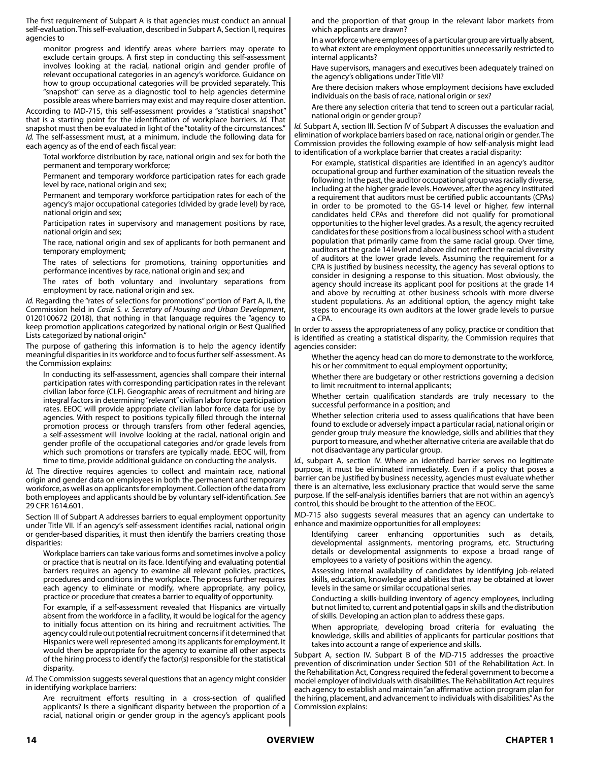The first requirement of Subpart A is that agencies must conduct an annual self-evaluation. This self-evaluation, described in Subpart A, Section II, requires agencies to

> monitor progress and identify areas where barriers may operate to exclude certain groups. A first step in conducting this self-assessment involves looking at the racial, national origin and gender profile of relevant occupational categories in an agency's workforce. Guidance on how to group occupational categories will be provided separately. This "snapshot" can serve as a diagnostic tool to help agencies determine possible areas where barriers may exist and may require closer attention.

According to MD-715, this self-assessment provides a "statistical snapshot" that is a starting point for the identification of workplace barriers. *Id.* That snapshot must then be evaluated in light of the "totality of the circumstances." *Id.* The self-assessment must, at a minimum, include the following data for each agency as of the end of each fiscal year:

> Total workforce distribution by race, national origin and sex for both the permanent and temporary workforce;
>
> Permanent and temporary workforce participation rates for each grade level by race, national origin and sex;
>
> Permanent and temporary workforce participation rates for each of the agency's major occupational categories (divided by grade level) by race, national origin and sex;
>
> Participation rates in supervisory and management positions by race, national origin and sex;
>
> The race, national origin and sex of applicants for both permanent and temporary employment;
>
> The rates of selections for promotions, training opportunities and performance incentives by race, national origin and sex; and
>
> The rates of both voluntary and involuntary separations from employment by race, national origin and sex.

*Id.* Regarding the "rates of selections for promotions" portion of Part A, II, the Commission held in *Casie S. v. Secretary of Housing and Urban Development*, 0120100672 (2018), that nothing in that language requires the "agency to keep promotion applications categorized by national origin or Best Qualified Lists categorized by national origin."

The purpose of gathering this information is to help the agency identify meaningful disparities in its workforce and to focus further self-assessment. As the Commission explains:

> In conducting its self-assessment, agencies shall compare their internal participation rates with corresponding participation rates in the relevant civilian labor force (CLF). Geographic areas of recruitment and hiring are integral factors in determining "relevant" civilian labor force participation rates. EEOC will provide appropriate civilian labor force data for use by agencies. With respect to positions typically filled through the internal promotion process or through transfers from other federal agencies, a self-assessment will involve looking at the racial, national origin and gender profile of the occupational categories and/or grade levels from which such promotions or transfers are typically made. EEOC will, from time to time, provide additional guidance on conducting the analysis.

*Id.* The directive requires agencies to collect and maintain race, national origin and gender data on employees in both the permanent and temporary workforce, as well as on applicants for employment. Collection of the data from both employees and applicants should be by voluntary self-identification. *See* 29 CFR 1614.601.

Section III of Subpart A addresses barriers to equal employment opportunity under Title VII. If an agency's self-assessment identifies racial, national origin or gender-based disparities, it must then identify the barriers creating those disparities:

> Workplace barriers can take various forms and sometimes involve a policy or practice that is neutral on its face. Identifying and evaluating potential barriers requires an agency to examine all relevant policies, practices, procedures and conditions in the workplace. The process further requires each agency to eliminate or modify, where appropriate, any policy, practice or procedure that creates a barrier to equality of opportunity.
>
> For example, if a self-assessment revealed that Hispanics are virtually absent from the workforce in a facility, it would be logical for the agency to initially focus attention on its hiring and recruitment activities. The agency could rule out potential recruitment concerns if it determined that Hispanics were well represented among its applicants for employment. It would then be appropriate for the agency to examine all other aspects of the hiring process to identify the factor(s) responsible for the statistical disparity.

*Id.* The Commission suggests several questions that an agency might consider in identifying workplace barriers:

> Are recruitment efforts resulting in a cross-section of qualified applicants? Is there a significant disparity between the proportion of a racial, national origin or gender group in the agency's applicant pools and the proportion of that group in the relevant labor markets from which applicants are drawn?
>
> In a workforce where employees of a particular group are virtually absent, to what extent are employment opportunities unnecessarily restricted to internal applicants?
>
> Have supervisors, managers and executives been adequately trained on the agency's obligations under Title VII?
>
> Are there decision makers whose employment decisions have excluded individuals on the basis of race, national origin or sex?
>
> Are there any selection criteria that tend to screen out a particular racial, national origin or gender group?

*Id.* Subpart A, section III. Section IV of Subpart A discusses the evaluation and elimination of workplace barriers based on race, national origin or gender. The Commission provides the following example of how self-analysis might lead to identification of a workplace barrier that creates a racial disparity:

> For example, statistical disparities are identified in an agency's auditor occupational group and further examination of the situation reveals the following: In the past, the auditor occupational group was racially diverse, including at the higher grade levels. However, after the agency instituted a requirement that auditors must be certified public accountants (CPAs) in order to be promoted to the GS-14 level or higher, few internal candidates held CPAs and therefore did not qualify for promotional opportunities to the higher level grades. As a result, the agency recruited candidates for these positions from a local business school with a student population that primarily came from the same racial group. Over time, auditors at the grade 14 level and above did not reflect the racial diversity of auditors at the lower grade levels. Assuming the requirement for a CPA is justified by business necessity, the agency has several options to consider in designing a response to this situation. Most obviously, the agency should increase its applicant pool for positions at the grade 14 and above by recruiting at other business schools with more diverse student populations. As an additional option, the agency might take steps to encourage its own auditors at the lower grade levels to pursue a CPA.

In order to assess the appropriateness of any policy, practice or condition that is identified as creating a statistical disparity, the Commission requires that agencies consider:

> Whether the agency head can do more to demonstrate to the workforce, his or her commitment to equal employment opportunity;
>
> Whether there are budgetary or other restrictions governing a decision to limit recruitment to internal applicants;
>
> Whether certain qualification standards are truly necessary to the successful performance in a position; and
>
> Whether selection criteria used to assess qualifications that have been found to exclude or adversely impact a particular racial, national origin or gender group truly measure the knowledge, skills and abilities that they purport to measure, and whether alternative criteria are available that do not disadvantage any particular group.

*Id.*, subpart A, section IV. Where an identified barrier serves no legitimate purpose, it must be eliminated immediately. Even if a policy that poses a barrier can be justified by business necessity, agencies must evaluate whether there is an alternative, less exclusionary practice that would serve the same purpose. If the self-analysis identifies barriers that are not within an agency's control, this should be brought to the attention of the EEOC.

MD-715 also suggests several measures that an agency can undertake to enhance and maximize opportunities for all employees:

> Identifying career enhancing opportunities such as details, developmental assignments, mentoring programs, etc. Structuring details or developmental assignments to expose a broad range of employees to a variety of positions within the agency.
>
> Assessing internal availability of candidates by identifying job-related skills, education, knowledge and abilities that may be obtained at lower levels in the same or similar occupational series.
>
> Conducting a skills-building inventory of agency employees, including but not limited to, current and potential gaps in skills and the distribution of skills. Developing an action plan to address these gaps.
>
> When appropriate, developing broad criteria for evaluating the knowledge, skills and abilities of applicants for particular positions that takes into account a range of experience and skills.

Subpart A, section IV. Subpart B of the MD-715 addresses the proactive prevention of discrimination under Section 501 of the Rehabilitation Act. In the Rehabilitation Act, Congress required the federal government to become a model employer of individuals with disabilities. The Rehabilitation Act requires each agency to establish and maintain "an affirmative action program plan for the hiring, placement, and advancement to individuals with disabilities." As the Commission explains: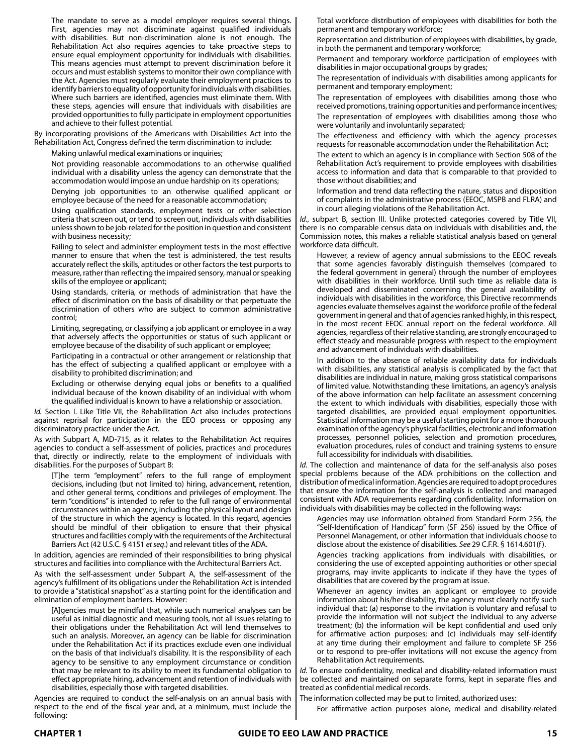The mandate to serve as a model employer requires several things. First, agencies may not discriminate against qualified individuals with disabilities. But non-discrimination alone is not enough. The Rehabilitation Act also requires agencies to take proactive steps to ensure equal employment opportunity for individuals with disabilities. This means agencies must attempt to prevent discrimination before it occurs and must establish systems to monitor their own compliance with the Act. Agencies must regularly evaluate their employment practices to identify barriers to equality of opportunity for individuals with disabilities. Where such barriers are identified, agencies must eliminate them. With these steps, agencies will ensure that individuals with disabilities are provided opportunities to fully participate in employment opportunities and achieve to their fullest potential.

By incorporating provisions of the Americans with Disabilities Act into the Rehabilitation Act, Congress defined the term discrimination to include:

> Making unlawful medical examinations or inquiries;
>
> Not providing reasonable accommodations to an otherwise qualified individual with a disability unless the agency can demonstrate that the accommodation would impose an undue hardship on its operations;
>
> Denying job opportunities to an otherwise qualified applicant or employee because of the need for a reasonable accommodation;
>
> Using qualification standards, employment tests or other selection criteria that screen out, or tend to screen out, individuals with disabilities unless shown to be job-related for the position in question and consistent with business necessity;
>
> Failing to select and administer employment tests in the most effective manner to ensure that when the test is administered, the test results accurately reflect the skills, aptitudes or other factors the test purports to measure, rather than reflecting the impaired sensory, manual or speaking skills of the employee or applicant;
>
> Using standards, criteria, or methods of administration that have the effect of discrimination on the basis of disability or that perpetuate the discrimination of others who are subject to common administrative control;
>
> Limiting, segregating, or classifying a job applicant or employee in a way that adversely affects the opportunities or status of such applicant or employee because of the disability of such applicant or employee;
>
> Participating in a contractual or other arrangement or relationship that has the effect of subjecting a qualified applicant or employee with a disability to prohibited discrimination; and
>
> Excluding or otherwise denying equal jobs or benefits to a qualified individual because of the known disability of an individual with whom the qualified individual is known to have a relationship or association.

*Id.* Section I. Like Title VII, the Rehabilitation Act also includes protections against reprisal for participation in the EEO process or opposing any discriminatory practice under the Act.

As with Subpart A, MD-715, as it relates to the Rehabilitation Act requires agencies to conduct a self-assessment of policies, practices and procedures that, directly or indirectly, relate to the employment of individuals with disabilities. For the purposes of Subpart B:

> [T]he term "employment" refers to the full range of employment decisions, including (but not limited to) hiring, advancement, retention, and other general terms, conditions and privileges of employment. The term "conditions" is intended to refer to the full range of environmental circumstances within an agency, including the physical layout and design of the structure in which the agency is located. In this regard, agencies should be mindful of their obligation to ensure that their physical structures and facilities comply with the requirements of the Architectural Barriers Act (42 U.S.C. § 4151 *et seq.*) and relevant titles of the ADA.

In addition, agencies are reminded of their responsibilities to bring physical structures and facilities into compliance with the Architectural Barriers Act.

As with the self-assessment under Subpart A, the self-assessment of the agency's fulfillment of its obligations under the Rehabilitation Act is intended to provide a "statistical snapshot" as a starting point for the identification and elimination of employment barriers. However:

> [A]gencies must be mindful that, while such numerical analyses can be useful as initial diagnostic and measuring tools, not all issues relating to their obligations under the Rehabilitation Act will lend themselves to such an analysis. Moreover, an agency can be liable for discrimination under the Rehabilitation Act if its practices exclude even one individual on the basis of that individual's disability. It is the responsibility of each agency to be sensitive to any employment circumstance or condition that may be relevant to its ability to meet its fundamental obligation to effect appropriate hiring, advancement and retention of individuals with disabilities, especially those with targeted disabilities.

Agencies are required to conduct the self-analysis on an annual basis with respect to the end of the fiscal year and, at a minimum, must include the following:

> Total workforce distribution of employees with disabilities for both the permanent and temporary workforce;
>
> Representation and distribution of employees with disabilities, by grade, in both the permanent and temporary workforce;
>
> Permanent and temporary workforce participation of employees with disabilities in major occupational groups by grades;
>
> The representation of individuals with disabilities among applicants for permanent and temporary employment;
>
> The representation of employees with disabilities among those who received promotions, training opportunities and performance incentives;
>
> The representation of employees with disabilities among those who were voluntarily and involuntarily separated;
>
> The effectiveness and efficiency with which the agency processes requests for reasonable accommodation under the Rehabilitation Act;
>
> The extent to which an agency is in compliance with Section 508 of the Rehabilitation Act's requirement to provide employees with disabilities access to information and data that is comparable to that provided to those without disabilities; and
>
> Information and trend data reflecting the nature, status and disposition of complaints in the administrative process (EEOC, MSPB and FLRA) and in court alleging violations of the Rehabilitation Act.

*Id.*, subpart B, section III. Unlike protected categories covered by Title VII, there is no comparable census data on individuals with disabilities and, the Commission notes, this makes a reliable statistical analysis based on general workforce data difficult.

> However, a review of agency annual submissions to the EEOC reveals that some agencies favorably distinguish themselves (compared to the federal government in general) through the number of employees with disabilities in their workforce. Until such time as reliable data is developed and disseminated concerning the general availability of individuals with disabilities in the workforce, this Directive recommends agencies evaluate themselves against the workforce profile of the federal government in general and that of agencies ranked highly, in this respect, in the most recent EEOC annual report on the federal workforce. All agencies, regardless of their relative standing, are strongly encouraged to effect steady and measurable progress with respect to the employment and advancement of individuals with disabilities.
>
> In addition to the absence of reliable availability data for individuals with disabilities, any statistical analysis is complicated by the fact that disabilities are individual in nature, making gross statistical comparisons of limited value. Notwithstanding these limitations, an agency's analysis of the above information can help facilitate an assessment concerning the extent to which individuals with disabilities, especially those with targeted disabilities, are provided equal employment opportunities. Statistical information may be a useful starting point for a more thorough examination of the agency's physical facilities, electronic and information processes, personnel policies, selection and promotion procedures, evaluation procedures, rules of conduct and training systems to ensure full accessibility for individuals with disabilities.

*Id.* The collection and maintenance of data for the self-analysis also poses special problems because of the ADA prohibitions on the collection and distribution of medical information. Agencies are required to adopt procedures that ensure the information for the self-analysis is collected and managed consistent with ADA requirements regarding confidentiality. Information on individuals with disabilities may be collected in the following ways:

> Agencies may use information obtained from Standard Form 256, the "Self-Identification of Handicap" form (SF 256) issued by the Office of Personnel Management, or other information that individuals choose to disclose about the existence of disabilities. *See* 29 C.F.R. § 1614.601(f).
>
> Agencies tracking applications from individuals with disabilities, or considering the use of excepted appointing authorities or other special programs, may invite applicants to indicate if they have the types of disabilities that are covered by the program at issue.
>
> Whenever an agency invites an applicant or employee to provide information about his/her disability, the agency must clearly notify such individual that: (a) response to the invitation is voluntary and refusal to provide the information will not subject the individual to any adverse treatment; (b) the information will be kept confidential and used only for affirmative action purposes; and (c) individuals may self-identify at any time during their employment and failure to complete SF 256 or to respond to pre-offer invitations will not excuse the agency from Rehabilitation Act requirements.

*Id.* To ensure confidentiality, medical and disability-related information must be collected and maintained on separate forms, kept in separate files and treated as confidential medical records.

The information collected may be put to limited, authorized uses:

> For affirmative action purposes alone, medical and disability-related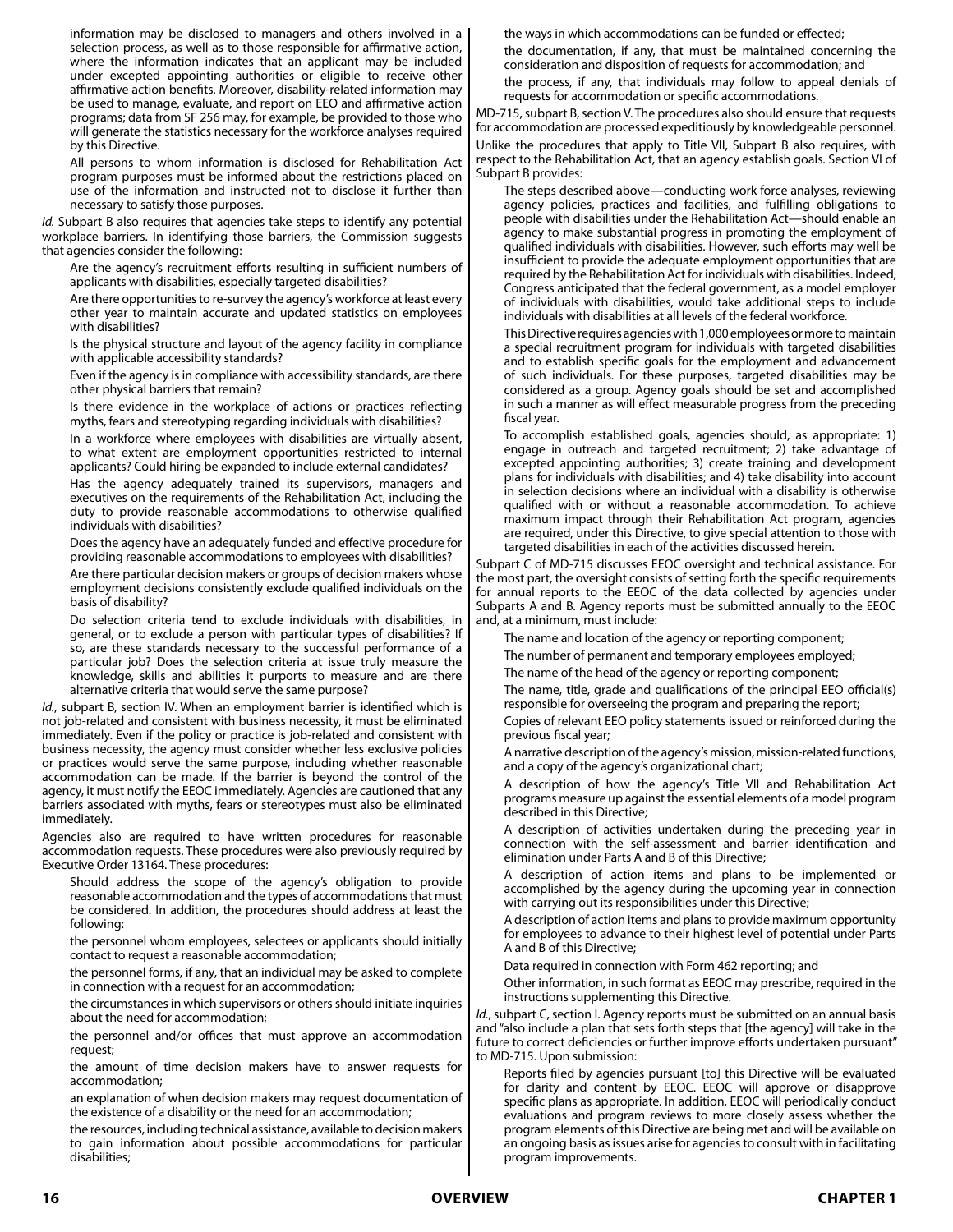information may be disclosed to managers and others involved in a selection process, as well as to those responsible for affirmative action, where the information indicates that an applicant may be included under excepted appointing authorities or eligible to receive other affirmative action benefits. Moreover, disability-related information may be used to manage, evaluate, and report on EEO and affirmative action programs; data from SF 256 may, for example, be provided to those who will generate the statistics necessary for the workforce analyses required by this Directive.

> All persons to whom information is disclosed for Rehabilitation Act program purposes must be informed about the restrictions placed on use of the information and instructed not to disclose it further than necessary to satisfy those purposes.

*Id.* Subpart B also requires that agencies take steps to identify any potential workplace barriers. In identifying those barriers, the Commission suggests that agencies consider the following:

> Are the agency's recruitment efforts resulting in sufficient numbers of applicants with disabilities, especially targeted disabilities?
>
> Are there opportunities to re-survey the agency's workforce at least every other year to maintain accurate and updated statistics on employees with disabilities?
>
> Is the physical structure and layout of the agency facility in compliance with applicable accessibility standards?
>
> Even if the agency is in compliance with accessibility standards, are there other physical barriers that remain?
>
> Is there evidence in the workplace of actions or practices reflecting myths, fears and stereotyping regarding individuals with disabilities?
>
> In a workforce where employees with disabilities are virtually absent, to what extent are employment opportunities restricted to internal applicants? Could hiring be expanded to include external candidates?
>
> Has the agency adequately trained its supervisors, managers and executives on the requirements of the Rehabilitation Act, including the duty to provide reasonable accommodations to otherwise qualified individuals with disabilities?
>
> Does the agency have an adequately funded and effective procedure for providing reasonable accommodations to employees with disabilities?
>
> Are there particular decision makers or groups of decision makers whose employment decisions consistently exclude qualified individuals on the basis of disability?
>
> Do selection criteria tend to exclude individuals with disabilities, in general, or to exclude a person with particular types of disabilities? If so, are these standards necessary to the successful performance of a particular job? Does the selection criteria at issue truly measure the knowledge, skills and abilities it purports to measure and are there alternative criteria that would serve the same purpose?

*Id.*, subpart B, section IV. When an employment barrier is identified which is not job-related and consistent with business necessity, it must be eliminated immediately. Even if the policy or practice is job-related and consistent with business necessity, the agency must consider whether less exclusive policies or practices would serve the same purpose, including whether reasonable accommodation can be made. If the barrier is beyond the control of the agency, it must notify the EEOC immediately. Agencies are cautioned that any barriers associated with myths, fears or stereotypes must also be eliminated immediately.

Agencies also are required to have written procedures for reasonable accommodation requests. These procedures were also previously required by Executive Order 13164. These procedures:

> Should address the scope of the agency's obligation to provide reasonable accommodation and the types of accommodations that must be considered. In addition, the procedures should address at least the following:
>
> the personnel whom employees, selectees or applicants should initially contact to request a reasonable accommodation;
>
> the personnel forms, if any, that an individual may be asked to complete in connection with a request for an accommodation;
>
> the circumstances in which supervisors or others should initiate inquiries about the need for accommodation;
>
> the personnel and/or offices that must approve an accommodation request;
>
> the amount of time decision makers have to answer requests for accommodation;
>
> an explanation of when decision makers may request documentation of the existence of a disability or the need for an accommodation;
>
> the resources, including technical assistance, available to decision makers to gain information about possible accommodations for particular disabilities;
>
> the ways in which accommodations can be funded or effected;
>
> the documentation, if any, that must be maintained concerning the consideration and disposition of requests for accommodation; and
>
> the process, if any, that individuals may follow to appeal denials of requests for accommodation or specific accommodations.

MD-715, subpart B, section V. The procedures also should ensure that requests for accommodation are processed expeditiously by knowledgeable personnel.

Unlike the procedures that apply to Title VII, Subpart B also requires, with respect to the Rehabilitation Act, that an agency establish goals. Section VI of Subpart B provides:

> The steps described above—conducting work force analyses, reviewing agency policies, practices and facilities, and fulfilling obligations to people with disabilities under the Rehabilitation Act—should enable an agency to make substantial progress in promoting the employment of qualified individuals with disabilities. However, such efforts may well be insufficient to provide the adequate employment opportunities that are required by the Rehabilitation Act for individuals with disabilities. Indeed, Congress anticipated that the federal government, as a model employer of individuals with disabilities, would take additional steps to include individuals with disabilities at all levels of the federal workforce.
>
> This Directive requires agencies with 1,000 employees or more to maintain a special recruitment program for individuals with targeted disabilities and to establish specific goals for the employment and advancement of such individuals. For these purposes, targeted disabilities may be considered as a group. Agency goals should be set and accomplished in such a manner as will effect measurable progress from the preceding fiscal year.
>
> To accomplish established goals, agencies should, as appropriate: 1) engage in outreach and targeted recruitment; 2) take advantage of excepted appointing authorities; 3) create training and development plans for individuals with disabilities; and 4) take disability into account in selection decisions where an individual with a disability is otherwise qualified with or without a reasonable accommodation. To achieve maximum impact through their Rehabilitation Act program, agencies are required, under this Directive, to give special attention to those with targeted disabilities in each of the activities discussed herein.

Subpart C of MD-715 discusses EEOC oversight and technical assistance. For the most part, the oversight consists of setting forth the specific requirements for annual reports to the EEOC of the data collected by agencies under Subparts A and B. Agency reports must be submitted annually to the EEOC and, at a minimum, must include:

> The name and location of the agency or reporting component;
>
> The number of permanent and temporary employees employed;
>
> The name of the head of the agency or reporting component;
>
> The name, title, grade and qualifications of the principal EEO official(s) responsible for overseeing the program and preparing the report;
>
> Copies of relevant EEO policy statements issued or reinforced during the previous fiscal year;
>
> A narrative description of the agency's mission, mission-related functions, and a copy of the agency's organizational chart;
>
> A description of how the agency's Title VII and Rehabilitation Act programs measure up against the essential elements of a model program described in this Directive;
>
> A description of activities undertaken during the preceding year in connection with the self-assessment and barrier identification and elimination under Parts A and B of this Directive;
>
> A description of action items and plans to be implemented or accomplished by the agency during the upcoming year in connection with carrying out its responsibilities under this Directive;
>
> A description of action items and plans to provide maximum opportunity for employees to advance to their highest level of potential under Parts A and B of this Directive;
>
> Data required in connection with Form 462 reporting; and
>
> Other information, in such format as EEOC may prescribe, required in the instructions supplementing this Directive.

*Id.*, subpart C, section I. Agency reports must be submitted on an annual basis and "also include a plan that sets forth steps that [the agency] will take in the future to correct deficiencies or further improve efforts undertaken pursuant" to MD-715. Upon submission:

> Reports filed by agencies pursuant [to] this Directive will be evaluated for clarity and content by EEOC. EEOC will approve or disapprove specific plans as appropriate. In addition, EEOC will periodically conduct evaluations and program reviews to more closely assess whether the program elements of this Directive are being met and will be available on an ongoing basis as issues arise for agencies to consult with in facilitating program improvements.